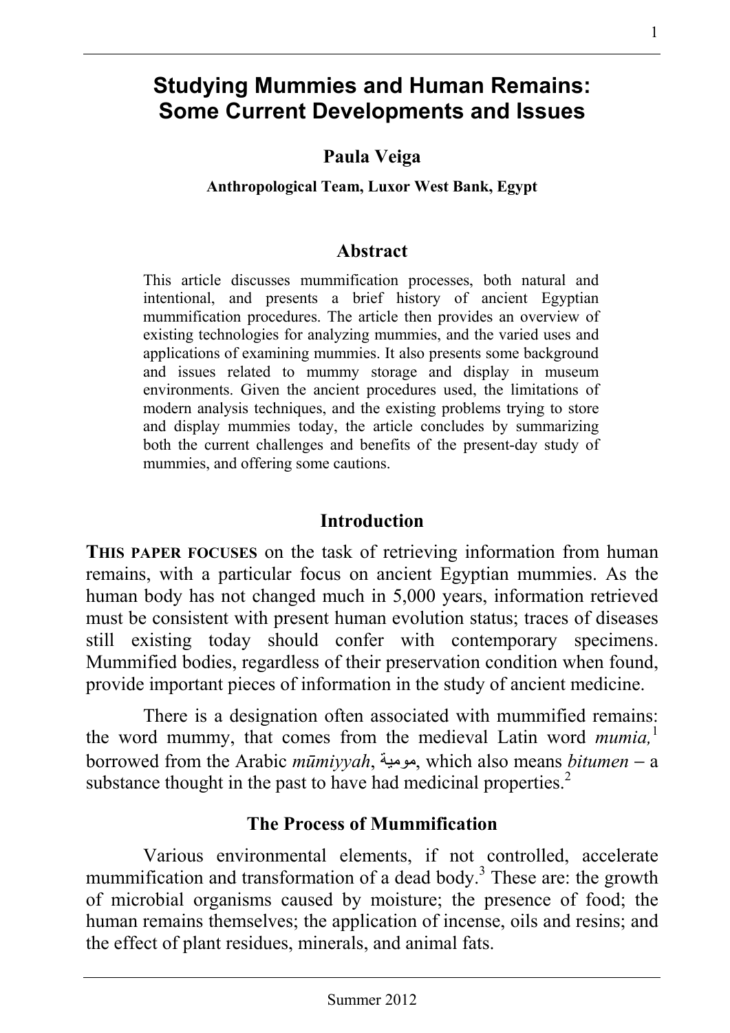# Studying Mummies and Human Remains: Some Current Developments and Issues

**Paula Veiga**

**Anthropological Team, Luxor West Bank, Egypt**

## Abstract

This article discusses mummification processes, both natural and intentional, and presents a brief history of ancient Egyptian mummification procedures. The article then provides an overview of existing technologies for analyzing mummies, and the varied uses and applications of examining mummies. It also presents some background and issues related to mummy storage and display in museum environments. Given the ancient procedures used, the limitations of modern analysis techniques, and the existing problems trying to store and display mummies today, the article concludes by summarizing both the current challenges and benefits of the present-day study of mummies, and offering some cautions.

## Introduction

**THIS PAPER FOCUSES** on the task of retrieving information from human remains, with a particular focus on ancient Egyptian mummies. As the human body has not changed much in 5,000 years, information retrieved must be consistent with present human evolution status; traces of diseases still existing today should confer with contemporary specimens. Mummified bodies, regardless of their preservation condition when found, provide important pieces of information in the study of ancient medicine.

There is a designation often associated with mummified remains: the word mummy, that comes from the medieval Latin word *mumia,*[1] borrowed from the Arabic *mūmiyyah*, مومية, which also means *bitumen* – a substance thought in the past to have had medicinal properties.[2]

## The Process of Mummification

Various environmental elements, if not controlled, accelerate mummification and transformation of a dead body.[3] These are: the growth of microbial organisms caused by moisture; the presence of food; the human remains themselves; the application of incense, oils and resins; and the effect of plant residues, minerals, and animal fats.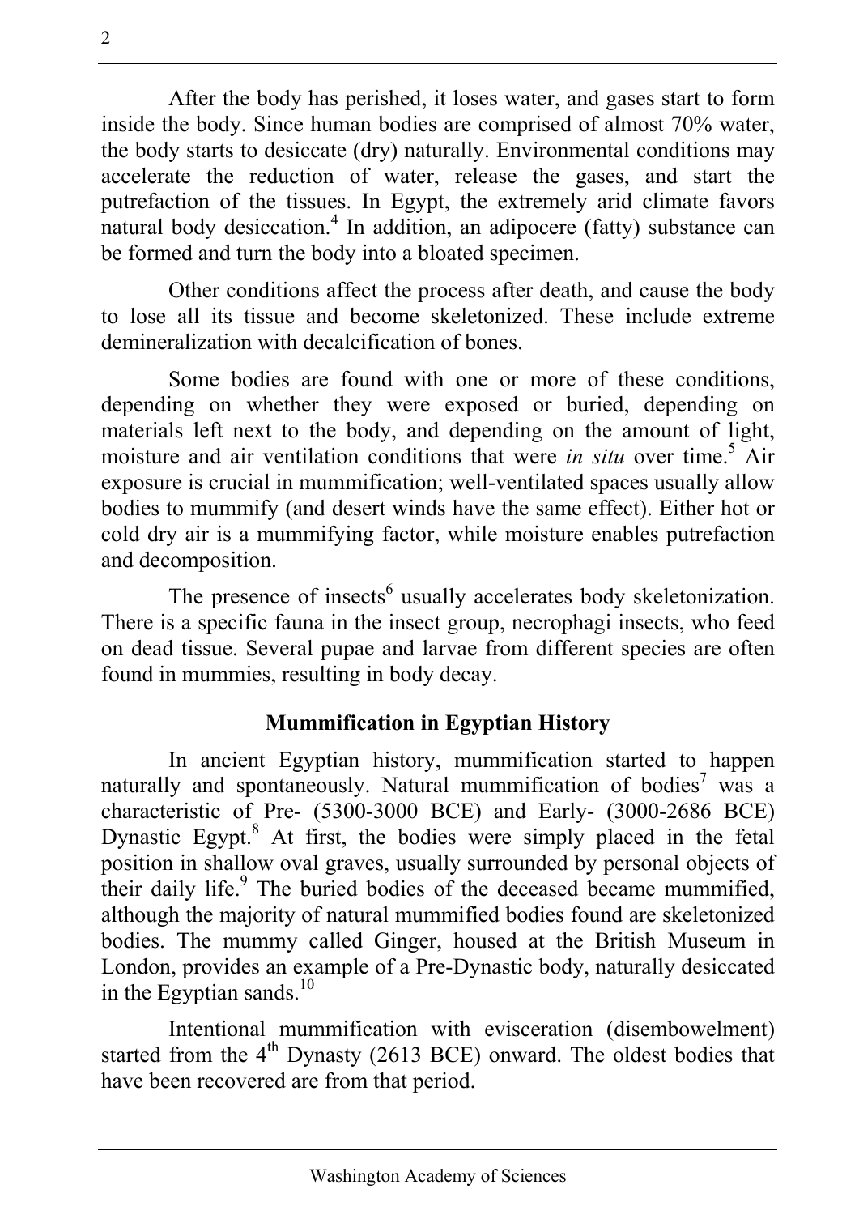After the body has perished, it loses water, and gases start to form inside the body. Since human bodies are comprised of almost 70% water, the body starts to desiccate (dry) naturally. Environmental conditions may accelerate the reduction of water, release the gases, and start the putrefaction of the tissues. In Egypt, the extremely arid climate favors natural body desiccation.[4] In addition, an adipocere (fatty) substance can be formed and turn the body into a bloated specimen.

Other conditions affect the process after death, and cause the body to lose all its tissue and become skeletonized. These include extreme demineralization with decalcification of bones.

Some bodies are found with one or more of these conditions, depending on whether they were exposed or buried, depending on materials left next to the body, and depending on the amount of light, moisture and air ventilation conditions that were *in situ* over time.[5] Air exposure is crucial in mummification; well-ventilated spaces usually allow bodies to mummify (and desert winds have the same effect). Either hot or cold dry air is a mummifying factor, while moisture enables putrefaction and decomposition.

The presence of insects[6] usually accelerates body skeletonization. There is a specific fauna in the insect group, necrophagi insects, who feed on dead tissue. Several pupae and larvae from different species are often found in mummies, resulting in body decay.

## Mummification in Egyptian History

In ancient Egyptian history, mummification started to happen naturally and spontaneously. Natural mummification of bodies[7] was a characteristic of Pre- (5300-3000 BCE) and Early- (3000-2686 BCE) Dynastic Egypt.[8] At first, the bodies were simply placed in the fetal position in shallow oval graves, usually surrounded by personal objects of their daily life.[9] The buried bodies of the deceased became mummified, although the majority of natural mummified bodies found are skeletonized bodies. The mummy called Ginger, housed at the British Museum in London, provides an example of a Pre-Dynastic body, naturally desiccated in the Egyptian sands.[10]

Intentional mummification with evisceration (disembowelment) started from the 4th Dynasty (2613 BCE) onward. The oldest bodies that have been recovered are from that period.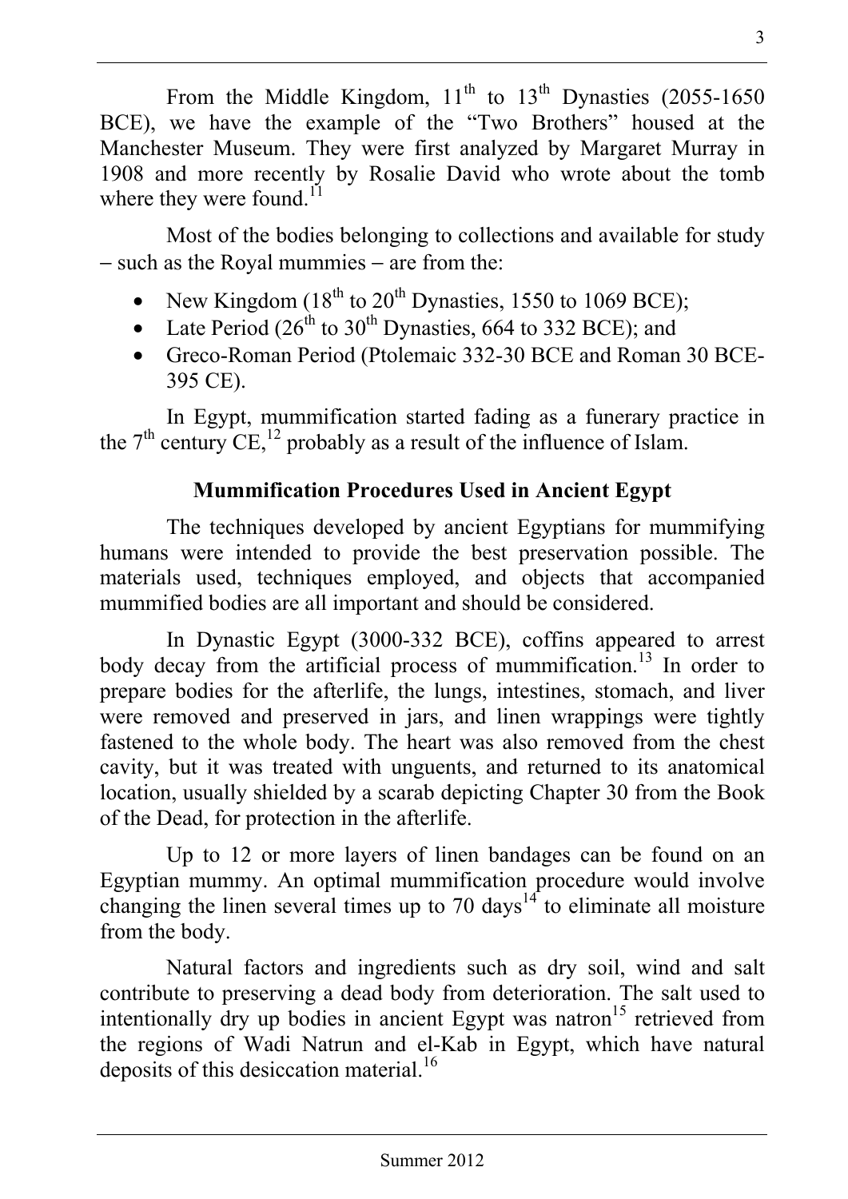From the Middle Kingdom, 11th to 13th Dynasties (2055-1650 BCE), we have the example of the "Two Brothers" housed at the Manchester Museum. They were first analyzed by Margaret Murray in 1908 and more recently by Rosalie David who wrote about the tomb where they were found.[11]

Most of the bodies belonging to collections and available for study – such as the Royal mummies – are from the:

- New Kingdom (18th to 20th Dynasties, 1550 to 1069 BCE);
- Late Period (26th to 30th Dynasties, 664 to 332 BCE); and
- Greco-Roman Period (Ptolemaic 332-30 BCE and Roman 30 BCE-395 CE).

In Egypt, mummification started fading as a funerary practice in the 7th century CE,[12] probably as a result of the influence of Islam.

## Mummification Procedures Used in Ancient Egypt

The techniques developed by ancient Egyptians for mummifying humans were intended to provide the best preservation possible. The materials used, techniques employed, and objects that accompanied mummified bodies are all important and should be considered.

In Dynastic Egypt (3000-332 BCE), coffins appeared to arrest body decay from the artificial process of mummification.[13] In order to prepare bodies for the afterlife, the lungs, intestines, stomach, and liver were removed and preserved in jars, and linen wrappings were tightly fastened to the whole body. The heart was also removed from the chest cavity, but it was treated with unguents, and returned to its anatomical location, usually shielded by a scarab depicting Chapter 30 from the Book of the Dead, for protection in the afterlife.

Up to 12 or more layers of linen bandages can be found on an Egyptian mummy. An optimal mummification procedure would involve changing the linen several times up to 70 days[14] to eliminate all moisture from the body.

Natural factors and ingredients such as dry soil, wind and salt contribute to preserving a dead body from deterioration. The salt used to intentionally dry up bodies in ancient Egypt was natron[15] retrieved from the regions of Wadi Natrun and el-Kab in Egypt, which have natural deposits of this desiccation material.[16]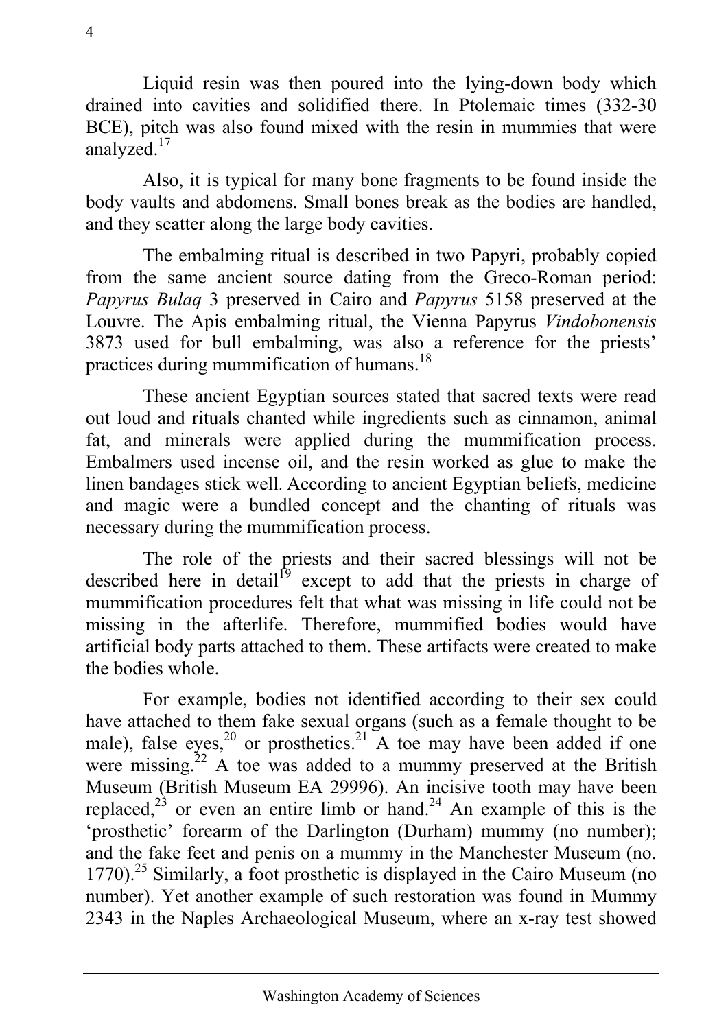Liquid resin was then poured into the lying-down body which drained into cavities and solidified there. In Ptolemaic times (332-30 BCE), pitch was also found mixed with the resin in mummies that were analyzed.[17]

Also, it is typical for many bone fragments to be found inside the body vaults and abdomens. Small bones break as the bodies are handled, and they scatter along the large body cavities.

The embalming ritual is described in two Papyri, probably copied from the same ancient source dating from the Greco-Roman period: *Papyrus Bulaq* 3 preserved in Cairo and *Papyrus* 5158 preserved at the Louvre. The Apis embalming ritual, the Vienna Papyrus *Vindobonensis* 3873 used for bull embalming, was also a reference for the priests' practices during mummification of humans.[18]

These ancient Egyptian sources stated that sacred texts were read out loud and rituals chanted while ingredients such as cinnamon, animal fat, and minerals were applied during the mummification process. Embalmers used incense oil, and the resin worked as glue to make the linen bandages stick well. According to ancient Egyptian beliefs, medicine and magic were a bundled concept and the chanting of rituals was necessary during the mummification process.

The role of the priests and their sacred blessings will not be described here in detail[19] except to add that the priests in charge of mummification procedures felt that what was missing in life could not be missing in the afterlife. Therefore, mummified bodies would have artificial body parts attached to them. These artifacts were created to make the bodies whole.

For example, bodies not identified according to their sex could have attached to them fake sexual organs (such as a female thought to be male), false eyes,[20] or prosthetics.[21] A toe may have been added if one were missing.[22] A toe was added to a mummy preserved at the British Museum (British Museum EA 29996). An incisive tooth may have been replaced,[23] or even an entire limb or hand.[24] An example of this is the 'prosthetic' forearm of the Darlington (Durham) mummy (no number); and the fake feet and penis on a mummy in the Manchester Museum (no. 1770).[25] Similarly, a foot prosthetic is displayed in the Cairo Museum (no number). Yet another example of such restoration was found in Mummy 2343 in the Naples Archaeological Museum, where an x-ray test showed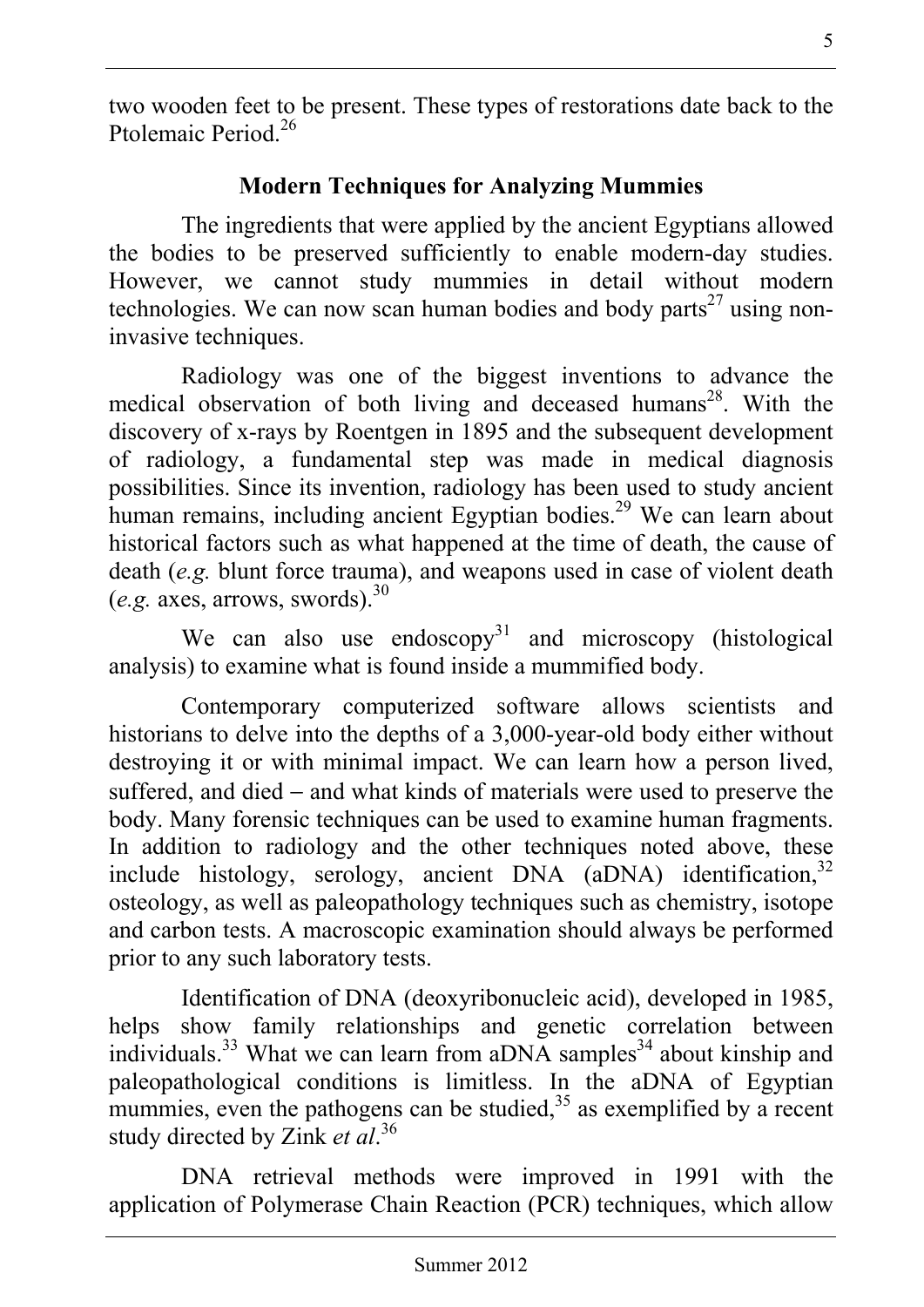two wooden feet to be present. These types of restorations date back to the Ptolemaic Period.[26]

## Modern Techniques for Analyzing Mummies

The ingredients that were applied by the ancient Egyptians allowed the bodies to be preserved sufficiently to enable modern-day studies. However, we cannot study mummies in detail without modern technologies. We can now scan human bodies and body parts[27] using non-invasive techniques.

Radiology was one of the biggest inventions to advance the medical observation of both living and deceased humans[28]. With the discovery of x-rays by Roentgen in 1895 and the subsequent development of radiology, a fundamental step was made in medical diagnosis possibilities. Since its invention, radiology has been used to study ancient human remains, including ancient Egyptian bodies.[29] We can learn about historical factors such as what happened at the time of death, the cause of death (*e.g.* blunt force trauma), and weapons used in case of violent death (*e.g.* axes, arrows, swords).[30]

We can also use endoscopy[31] and microscopy (histological analysis) to examine what is found inside a mummified body.

Contemporary computerized software allows scientists and historians to delve into the depths of a 3,000-year-old body either without destroying it or with minimal impact. We can learn how a person lived, suffered, and died – and what kinds of materials were used to preserve the body. Many forensic techniques can be used to examine human fragments. In addition to radiology and the other techniques noted above, these include histology, serology, ancient DNA (aDNA) identification,[32] osteology, as well as paleopathology techniques such as chemistry, isotope and carbon tests. A macroscopic examination should always be performed prior to any such laboratory tests.

Identification of DNA (deoxyribonucleic acid), developed in 1985, helps show family relationships and genetic correlation between individuals.[33] What we can learn from aDNA samples[34] about kinship and paleopathological conditions is limitless. In the aDNA of Egyptian mummies, even the pathogens can be studied,[35] as exemplified by a recent study directed by Zink *et al*.[36]

DNA retrieval methods were improved in 1991 with the application of Polymerase Chain Reaction (PCR) techniques, which allow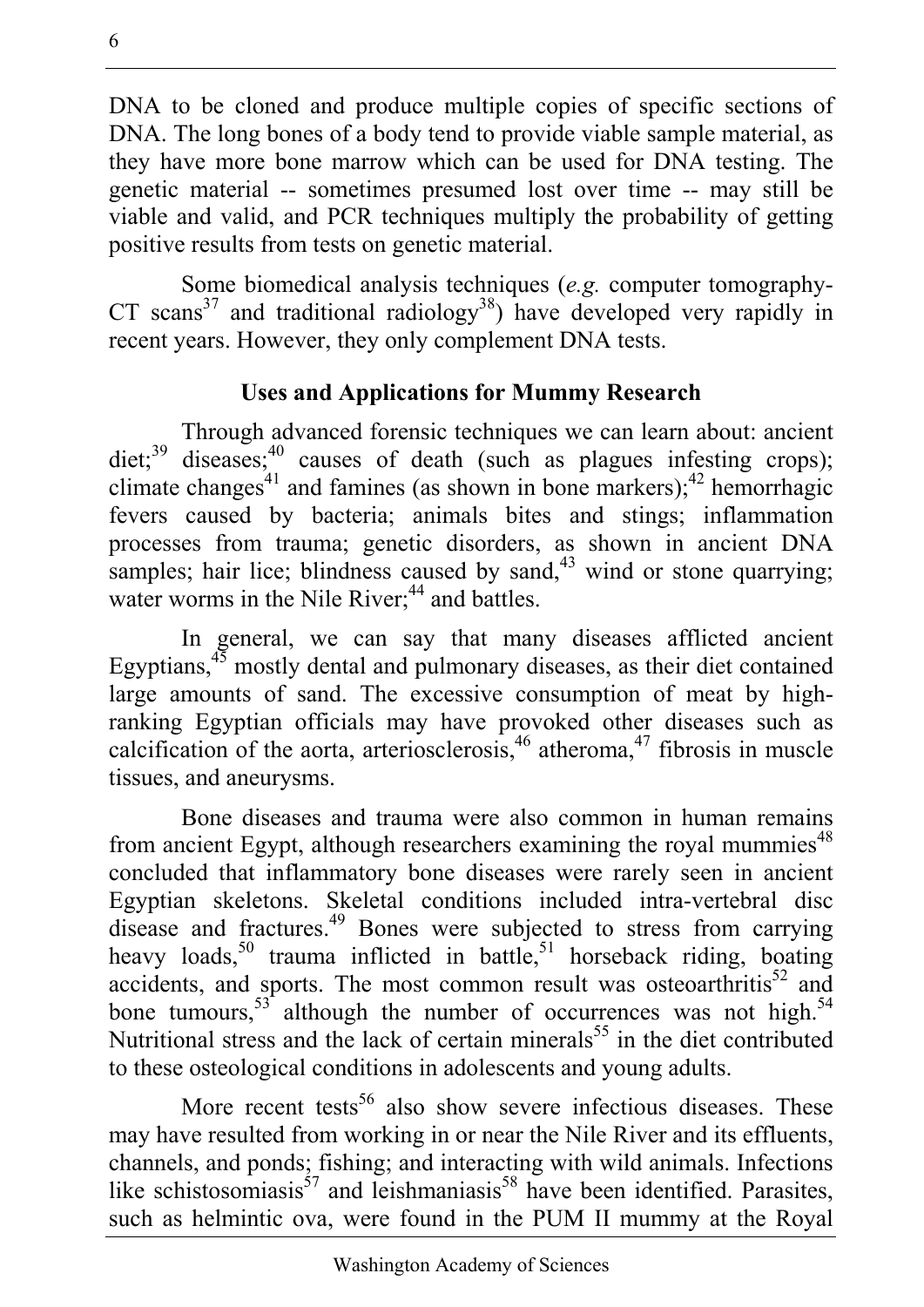DNA to be cloned and produce multiple copies of specific sections of DNA. The long bones of a body tend to provide viable sample material, as they have more bone marrow which can be used for DNA testing. The genetic material -- sometimes presumed lost over time -- may still be viable and valid, and PCR techniques multiply the probability of getting positive results from tests on genetic material.

Some biomedical analysis techniques (*e.g.* computer tomography-CT scans[37] and traditional radiology[38]) have developed very rapidly in recent years. However, they only complement DNA tests.

### Uses and Applications for Mummy Research

Through advanced forensic techniques we can learn about: ancient diet;[39] diseases;[40] causes of death (such as plagues infesting crops); climate changes[41] and famines (as shown in bone markers);[42] hemorrhagic fevers caused by bacteria; animals bites and stings; inflammation processes from trauma; genetic disorders, as shown in ancient DNA samples; hair lice; blindness caused by sand,[43] wind or stone quarrying; water worms in the Nile River;[44] and battles.

In general, we can say that many diseases afflicted ancient Egyptians,[45] mostly dental and pulmonary diseases, as their diet contained large amounts of sand. The excessive consumption of meat by high-ranking Egyptian officials may have provoked other diseases such as calcification of the aorta, arteriosclerosis,[46] atheroma,[47] fibrosis in muscle tissues, and aneurysms.

Bone diseases and trauma were also common in human remains from ancient Egypt, although researchers examining the royal mummies[48] concluded that inflammatory bone diseases were rarely seen in ancient Egyptian skeletons. Skeletal conditions included intra-vertebral disc disease and fractures.[49] Bones were subjected to stress from carrying heavy loads,[50] trauma inflicted in battle,[51] horseback riding, boating accidents, and sports. The most common result was osteoarthritis[52] and bone tumours,[53] although the number of occurrences was not high.[54] Nutritional stress and the lack of certain minerals[55] in the diet contributed to these osteological conditions in adolescents and young adults.

More recent tests[56] also show severe infectious diseases. These may have resulted from working in or near the Nile River and its effluents, channels, and ponds; fishing; and interacting with wild animals. Infections like schistosomiasis[57] and leishmaniasis[58] have been identified. Parasites, such as helmintic ova, were found in the PUM II mummy at the Royal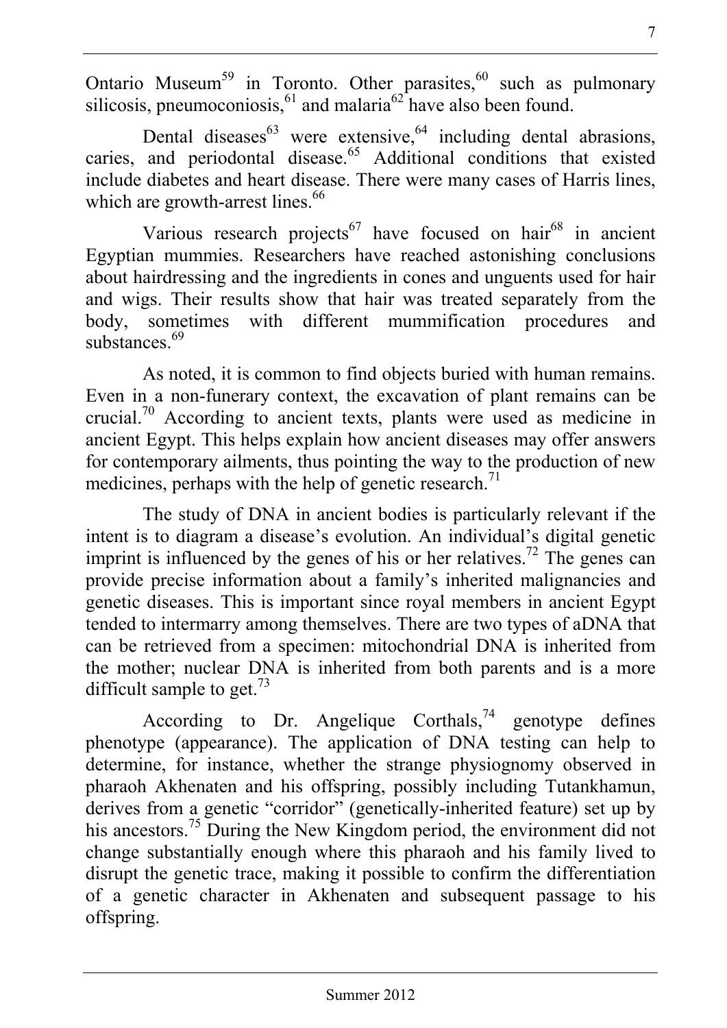Ontario Museum[59] in Toronto. Other parasites,[60] such as pulmonary silicosis, pneumoconiosis,[61] and malaria[62] have also been found.

Dental diseases[63] were extensive,[64] including dental abrasions, caries, and periodontal disease.[65] Additional conditions that existed include diabetes and heart disease. There were many cases of Harris lines, which are growth-arrest lines.[66]

Various research projects[67] have focused on hair[68] in ancient Egyptian mummies. Researchers have reached astonishing conclusions about hairdressing and the ingredients in cones and unguents used for hair and wigs. Their results show that hair was treated separately from the body, sometimes with different mummification procedures and substances.[69]

As noted, it is common to find objects buried with human remains. Even in a non-funerary context, the excavation of plant remains can be crucial.[70] According to ancient texts, plants were used as medicine in ancient Egypt. This helps explain how ancient diseases may offer answers for contemporary ailments, thus pointing the way to the production of new medicines, perhaps with the help of genetic research.[71]

The study of DNA in ancient bodies is particularly relevant if the intent is to diagram a disease's evolution. An individual's digital genetic imprint is influenced by the genes of his or her relatives.[72] The genes can provide precise information about a family's inherited malignancies and genetic diseases. This is important since royal members in ancient Egypt tended to intermarry among themselves. There are two types of aDNA that can be retrieved from a specimen: mitochondrial DNA is inherited from the mother; nuclear DNA is inherited from both parents and is a more difficult sample to get.[73]

According to Dr. Angelique Corthals,[74] genotype defines phenotype (appearance). The application of DNA testing can help to determine, for instance, whether the strange physiognomy observed in pharaoh Akhenaten and his offspring, possibly including Tutankhamun, derives from a genetic "corridor" (genetically-inherited feature) set up by his ancestors.[75] During the New Kingdom period, the environment did not change substantially enough where this pharaoh and his family lived to disrupt the genetic trace, making it possible to confirm the differentiation of a genetic character in Akhenaten and subsequent passage to his offspring.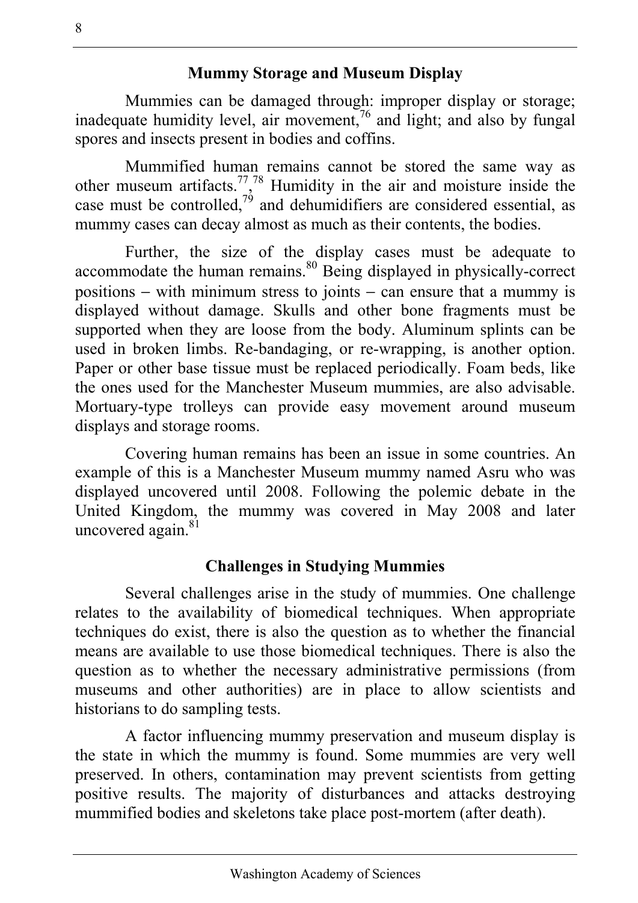## Mummy Storage and Museum Display

Mummies can be damaged through: improper display or storage; inadequate humidity level, air movement,[76] and light; and also by fungal spores and insects present in bodies and coffins.

Mummified human remains cannot be stored the same way as other museum artifacts.[77],[78] Humidity in the air and moisture inside the case must be controlled,[79] and dehumidifiers are considered essential, as mummy cases can decay almost as much as their contents, the bodies.

Further, the size of the display cases must be adequate to accommodate the human remains.[80] Being displayed in physically-correct positions – with minimum stress to joints – can ensure that a mummy is displayed without damage. Skulls and other bone fragments must be supported when they are loose from the body. Aluminum splints can be used in broken limbs. Re-bandaging, or re-wrapping, is another option. Paper or other base tissue must be replaced periodically. Foam beds, like the ones used for the Manchester Museum mummies, are also advisable. Mortuary-type trolleys can provide easy movement around museum displays and storage rooms.

Covering human remains has been an issue in some countries. An example of this is a Manchester Museum mummy named Asru who was displayed uncovered until 2008. Following the polemic debate in the United Kingdom, the mummy was covered in May 2008 and later uncovered again.[81]

## Challenges in Studying Mummies

Several challenges arise in the study of mummies. One challenge relates to the availability of biomedical techniques. When appropriate techniques do exist, there is also the question as to whether the financial means are available to use those biomedical techniques. There is also the question as to whether the necessary administrative permissions (from museums and other authorities) are in place to allow scientists and historians to do sampling tests.

A factor influencing mummy preservation and museum display is the state in which the mummy is found. Some mummies are very well preserved. In others, contamination may prevent scientists from getting positive results. The majority of disturbances and attacks destroying mummified bodies and skeletons take place post-mortem (after death).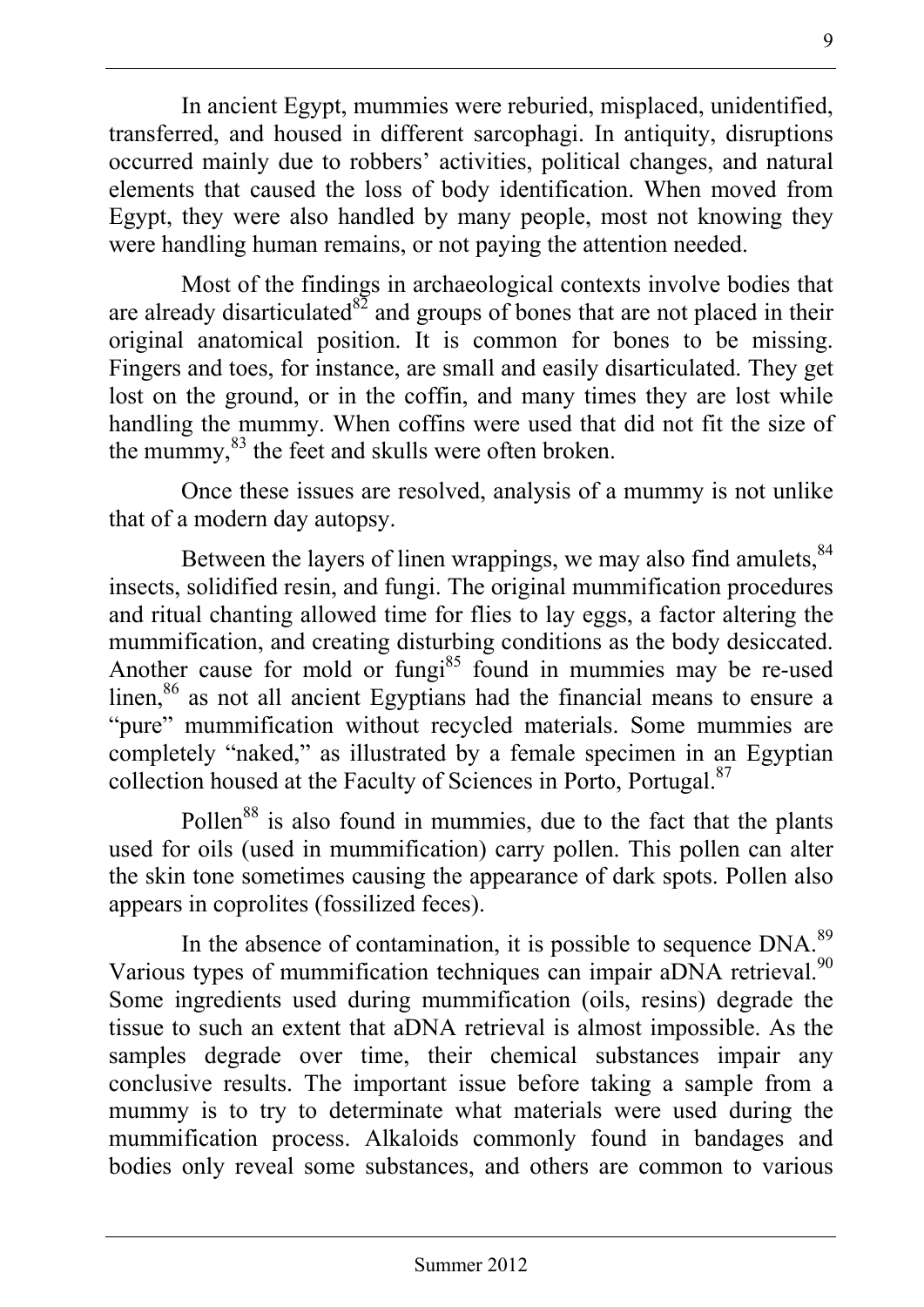In ancient Egypt, mummies were reburied, misplaced, unidentified, transferred, and housed in different sarcophagi. In antiquity, disruptions occurred mainly due to robbers' activities, political changes, and natural elements that caused the loss of body identification. When moved from Egypt, they were also handled by many people, most not knowing they were handling human remains, or not paying the attention needed.

Most of the findings in archaeological contexts involve bodies that are already disarticulated[82] and groups of bones that are not placed in their original anatomical position. It is common for bones to be missing. Fingers and toes, for instance, are small and easily disarticulated. They get lost on the ground, or in the coffin, and many times they are lost while handling the mummy. When coffins were used that did not fit the size of the mummy,[83] the feet and skulls were often broken.

Once these issues are resolved, analysis of a mummy is not unlike that of a modern day autopsy.

Between the layers of linen wrappings, we may also find amulets,[84] insects, solidified resin, and fungi. The original mummification procedures and ritual chanting allowed time for flies to lay eggs, a factor altering the mummification, and creating disturbing conditions as the body desiccated. Another cause for mold or fungi[85] found in mummies may be re-used linen,[86] as not all ancient Egyptians had the financial means to ensure a "pure" mummification without recycled materials. Some mummies are completely "naked," as illustrated by a female specimen in an Egyptian collection housed at the Faculty of Sciences in Porto, Portugal.[87]

Pollen[88] is also found in mummies, due to the fact that the plants used for oils (used in mummification) carry pollen. This pollen can alter the skin tone sometimes causing the appearance of dark spots. Pollen also appears in coprolites (fossilized feces).

In the absence of contamination, it is possible to sequence DNA.[89] Various types of mummification techniques can impair aDNA retrieval.[90] Some ingredients used during mummification (oils, resins) degrade the tissue to such an extent that aDNA retrieval is almost impossible. As the samples degrade over time, their chemical substances impair any conclusive results. The important issue before taking a sample from a mummy is to try to determinate what materials were used during the mummification process. Alkaloids commonly found in bandages and bodies only reveal some substances, and others are common to various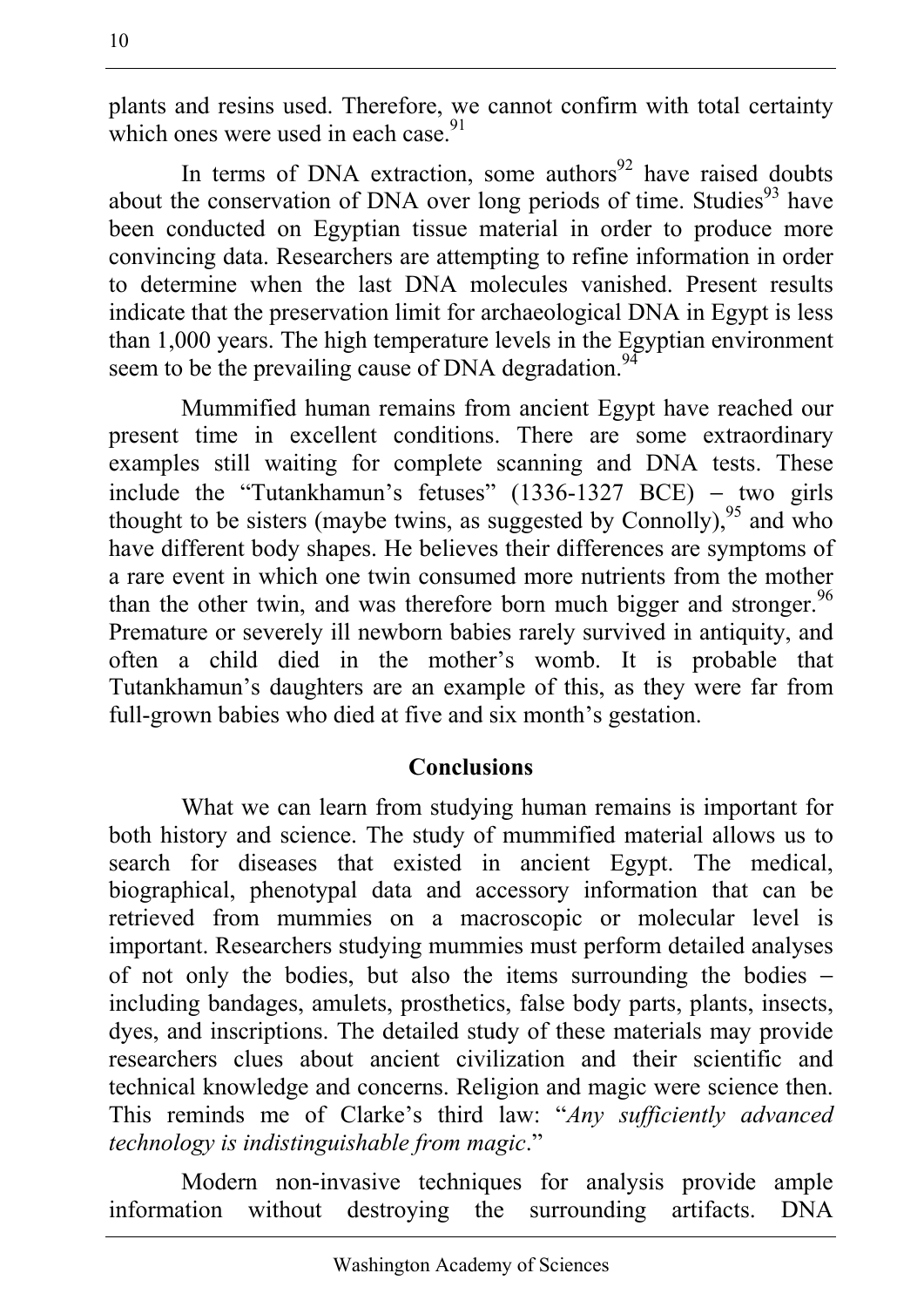plants and resins used. Therefore, we cannot confirm with total certainty which ones were used in each case.[91]

In terms of DNA extraction, some authors[92] have raised doubts about the conservation of DNA over long periods of time. Studies[93] have been conducted on Egyptian tissue material in order to produce more convincing data. Researchers are attempting to refine information in order to determine when the last DNA molecules vanished. Present results indicate that the preservation limit for archaeological DNA in Egypt is less than 1,000 years. The high temperature levels in the Egyptian environment seem to be the prevailing cause of DNA degradation.[94]

Mummified human remains from ancient Egypt have reached our present time in excellent conditions. There are some extraordinary examples still waiting for complete scanning and DNA tests. These include the "Tutankhamun's fetuses" (1336-1327 BCE) – two girls thought to be sisters (maybe twins, as suggested by Connolly),[95] and who have different body shapes. He believes their differences are symptoms of a rare event in which one twin consumed more nutrients from the mother than the other twin, and was therefore born much bigger and stronger.[96] Premature or severely ill newborn babies rarely survived in antiquity, and often a child died in the mother's womb. It is probable that Tutankhamun's daughters are an example of this, as they were far from full-grown babies who died at five and six month's gestation.

## Conclusions

What we can learn from studying human remains is important for both history and science. The study of mummified material allows us to search for diseases that existed in ancient Egypt. The medical, biographical, phenotypal data and accessory information that can be retrieved from mummies on a macroscopic or molecular level is important. Researchers studying mummies must perform detailed analyses of not only the bodies, but also the items surrounding the bodies – including bandages, amulets, prosthetics, false body parts, plants, insects, dyes, and inscriptions. The detailed study of these materials may provide researchers clues about ancient civilization and their scientific and technical knowledge and concerns. Religion and magic were science then. This reminds me of Clarke's third law: "*Any sufficiently advanced technology is indistinguishable from magic*."

Modern non-invasive techniques for analysis provide ample information without destroying the surrounding artifacts. DNA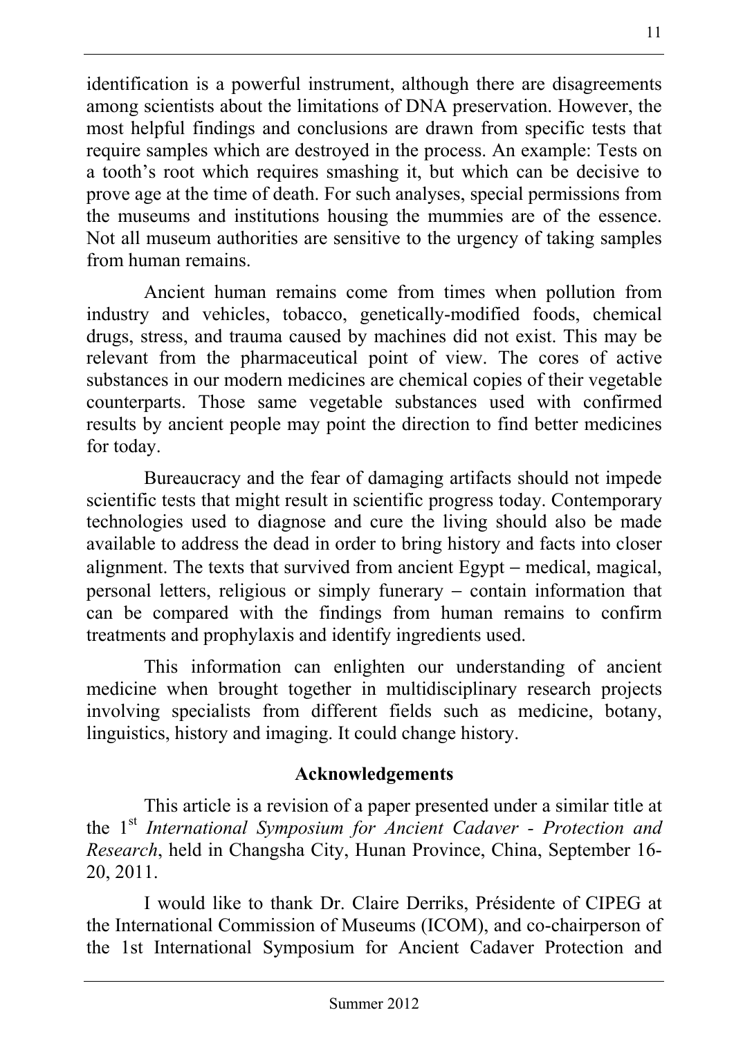identification is a powerful instrument, although there are disagreements among scientists about the limitations of DNA preservation. However, the most helpful findings and conclusions are drawn from specific tests that require samples which are destroyed in the process. An example: Tests on a tooth's root which requires smashing it, but which can be decisive to prove age at the time of death. For such analyses, special permissions from the museums and institutions housing the mummies are of the essence. Not all museum authorities are sensitive to the urgency of taking samples from human remains.

Ancient human remains come from times when pollution from industry and vehicles, tobacco, genetically-modified foods, chemical drugs, stress, and trauma caused by machines did not exist. This may be relevant from the pharmaceutical point of view. The cores of active substances in our modern medicines are chemical copies of their vegetable counterparts. Those same vegetable substances used with confirmed results by ancient people may point the direction to find better medicines for today.

Bureaucracy and the fear of damaging artifacts should not impede scientific tests that might result in scientific progress today. Contemporary technologies used to diagnose and cure the living should also be made available to address the dead in order to bring history and facts into closer alignment. The texts that survived from ancient Egypt – medical, magical, personal letters, religious or simply funerary – contain information that can be compared with the findings from human remains to confirm treatments and prophylaxis and identify ingredients used.

This information can enlighten our understanding of ancient medicine when brought together in multidisciplinary research projects involving specialists from different fields such as medicine, botany, linguistics, history and imaging. It could change history.

## Acknowledgements

This article is a revision of a paper presented under a similar title at the 1st *International Symposium for Ancient Cadaver - Protection and Research*, held in Changsha City, Hunan Province, China, September 16-20, 2011.

I would like to thank Dr. Claire Derriks, Présidente of CIPEG at the International Commission of Museums (ICOM), and co-chairperson of the 1st International Symposium for Ancient Cadaver Protection and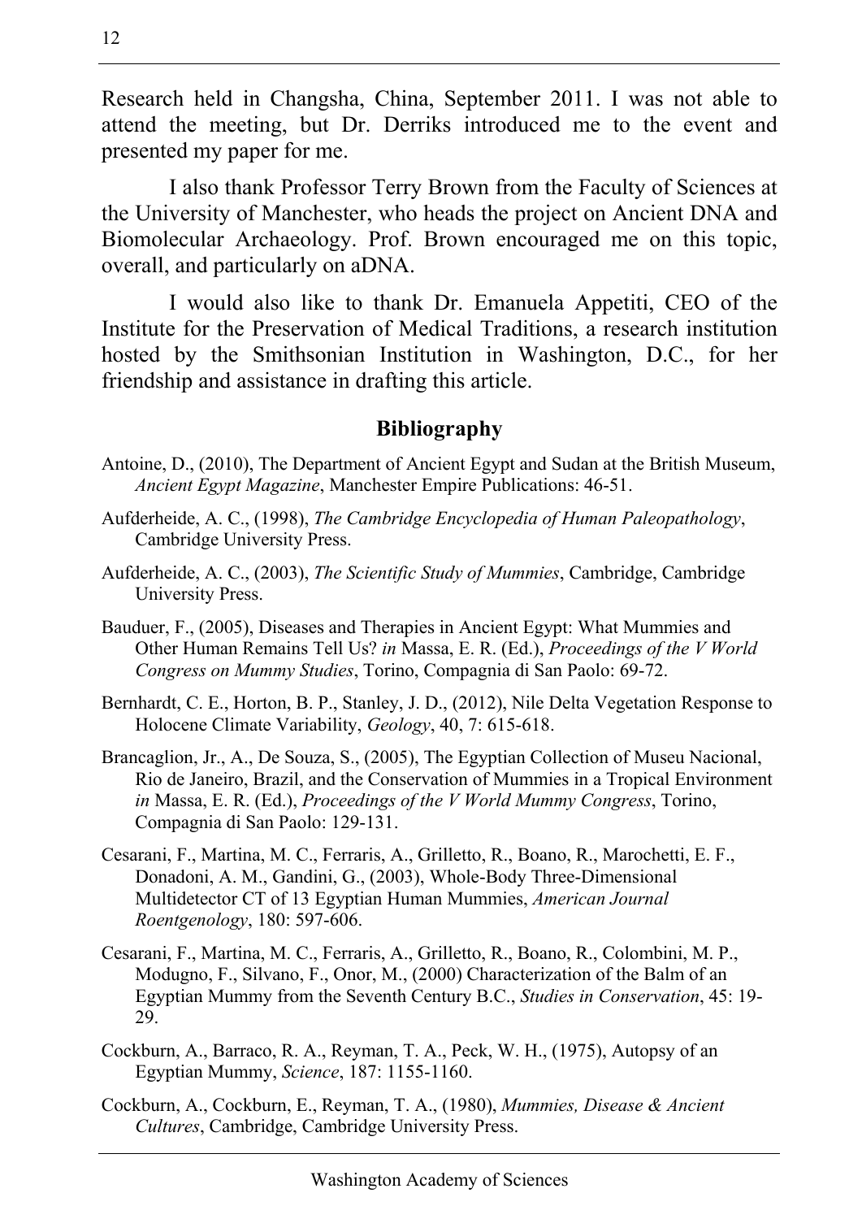Research held in Changsha, China, September 2011. I was not able to attend the meeting, but Dr. Derriks introduced me to the event and presented my paper for me.

I also thank Professor Terry Brown from the Faculty of Sciences at the University of Manchester, who heads the project on Ancient DNA and Biomolecular Archaeology. Prof. Brown encouraged me on this topic, overall, and particularly on aDNA.

I would also like to thank Dr. Emanuela Appetiti, CEO of the Institute for the Preservation of Medical Traditions, a research institution hosted by the Smithsonian Institution in Washington, D.C., for her friendship and assistance in drafting this article.

## Bibliography

Antoine, D., (2010), The Department of Ancient Egypt and Sudan at the British Museum, *Ancient Egypt Magazine*, Manchester Empire Publications: 46-51.

Aufderheide, A. C., (1998), *The Cambridge Encyclopedia of Human Paleopathology*, Cambridge University Press.

Aufderheide, A. C., (2003), *The Scientific Study of Mummies*, Cambridge, Cambridge University Press.

Bauduer, F., (2005), Diseases and Therapies in Ancient Egypt: What Mummies and Other Human Remains Tell Us? *in* Massa, E. R. (Ed.), *Proceedings of the V World Congress on Mummy Studies*, Torino, Compagnia di San Paolo: 69-72.

Bernhardt, C. E., Horton, B. P., Stanley, J. D., (2012), Nile Delta Vegetation Response to Holocene Climate Variability, *Geology*, 40, 7: 615-618.

Brancaglion, Jr., A., De Souza, S., (2005), The Egyptian Collection of Museu Nacional, Rio de Janeiro, Brazil, and the Conservation of Mummies in a Tropical Environment *in* Massa, E. R. (Ed.), *Proceedings of the V World Mummy Congress*, Torino, Compagnia di San Paolo: 129-131.

Cesarani, F., Martina, M. C., Ferraris, A., Grilletto, R., Boano, R., Marochetti, E. F., Donadoni, A. M., Gandini, G., (2003), Whole-Body Three-Dimensional Multidetector CT of 13 Egyptian Human Mummies, *American Journal Roentgenology*, 180: 597-606.

Cesarani, F., Martina, M. C., Ferraris, A., Grilletto, R., Boano, R., Colombini, M. P., Modugno, F., Silvano, F., Onor, M., (2000) Characterization of the Balm of an Egyptian Mummy from the Seventh Century B.C., *Studies in Conservation*, 45: 19-29.

Cockburn, A., Barraco, R. A., Reyman, T. A., Peck, W. H., (1975), Autopsy of an Egyptian Mummy, *Science*, 187: 1155-1160.

Cockburn, A., Cockburn, E., Reyman, T. A., (1980), *Mummies, Disease & Ancient Cultures*, Cambridge, Cambridge University Press.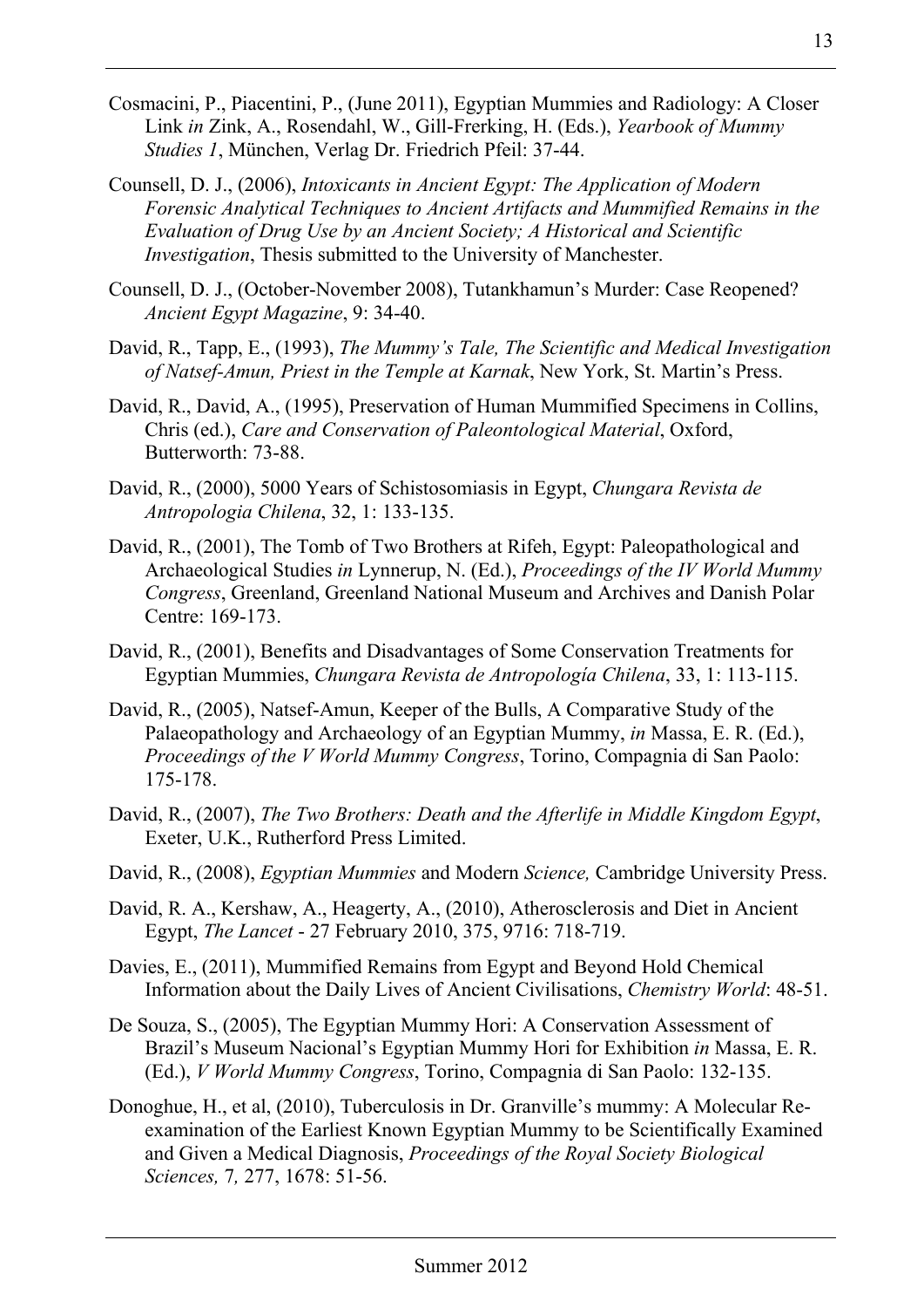Cosmacini, P., Piacentini, P., (June 2011), Egyptian Mummies and Radiology: A Closer Link *in* Zink, A., Rosendahl, W., Gill-Frerking, H. (Eds.), *Yearbook of Mummy Studies 1*, München, Verlag Dr. Friedrich Pfeil: 37-44.

Counsell, D. J., (2006), *Intoxicants in Ancient Egypt: The Application of Modern Forensic Analytical Techniques to Ancient Artifacts and Mummified Remains in the Evaluation of Drug Use by an Ancient Society; A Historical and Scientific Investigation*, Thesis submitted to the University of Manchester.

Counsell, D. J., (October-November 2008), Tutankhamun's Murder: Case Reopened? *Ancient Egypt Magazine*, 9: 34-40.

David, R., Tapp, E., (1993), *The Mummy's Tale, The Scientific and Medical Investigation of Natsef-Amun, Priest in the Temple at Karnak*, New York, St. Martin's Press.

David, R., David, A., (1995), Preservation of Human Mummified Specimens in Collins, Chris (ed.), *Care and Conservation of Paleontological Material*, Oxford, Butterworth: 73-88.

David, R., (2000), 5000 Years of Schistosomiasis in Egypt, *Chungara Revista de Antropologia Chilena*, 32, 1: 133-135.

David, R., (2001), The Tomb of Two Brothers at Rifeh, Egypt: Paleopathological and Archaeological Studies *in* Lynnerup, N. (Ed.), *Proceedings of the IV World Mummy Congress*, Greenland, Greenland National Museum and Archives and Danish Polar Centre: 169-173.

David, R., (2001), Benefits and Disadvantages of Some Conservation Treatments for Egyptian Mummies, *Chungara Revista de Antropología Chilena*, 33, 1: 113-115.

David, R., (2005), Natsef-Amun, Keeper of the Bulls, A Comparative Study of the Palaeopathology and Archaeology of an Egyptian Mummy, *in* Massa, E. R. (Ed.), *Proceedings of the V World Mummy Congress*, Torino, Compagnia di San Paolo: 175-178.

David, R., (2007), *The Two Brothers: Death and the Afterlife in Middle Kingdom Egypt*, Exeter, U.K., Rutherford Press Limited.

David, R., (2008), *Egyptian Mummies* and Modern *Science,* Cambridge University Press.

David, R. A., Kershaw, A., Heagerty, A., (2010), Atherosclerosis and Diet in Ancient Egypt, *The Lancet* - 27 February 2010, 375, 9716: 718-719.

Davies, E., (2011), Mummified Remains from Egypt and Beyond Hold Chemical Information about the Daily Lives of Ancient Civilisations, *Chemistry World*: 48-51.

De Souza, S., (2005), The Egyptian Mummy Hori: A Conservation Assessment of Brazil's Museum Nacional's Egyptian Mummy Hori for Exhibition *in* Massa, E. R. (Ed.), *V World Mummy Congress*, Torino, Compagnia di San Paolo: 132-135.

Donoghue, H., et al, (2010), Tuberculosis in Dr. Granville's mummy: A Molecular Re-examination of the Earliest Known Egyptian Mummy to be Scientifically Examined and Given a Medical Diagnosis, *Proceedings of the Royal Society Biological Sciences,* 7*,* 277, 1678: 51-56.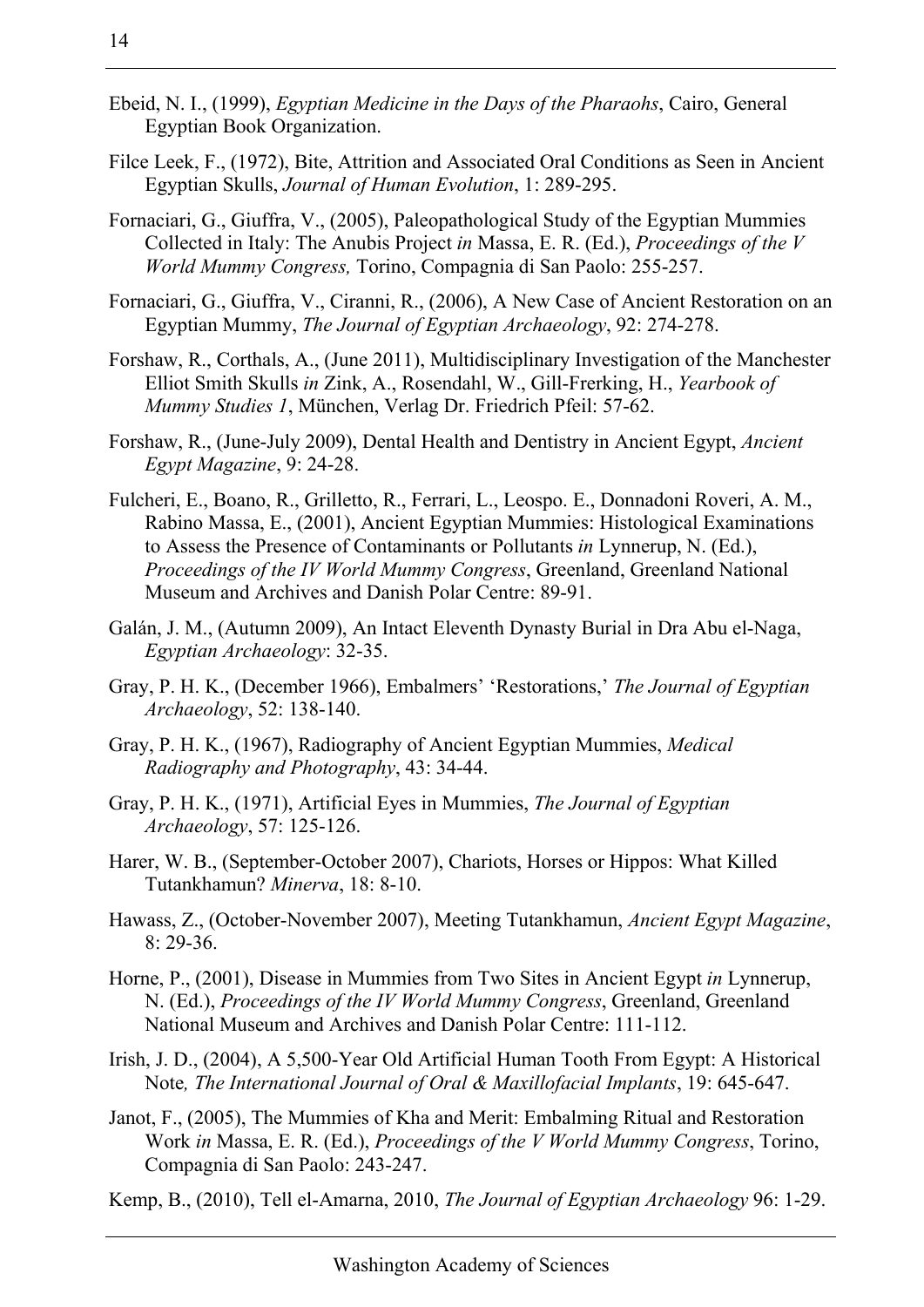Ebeid, N. I., (1999), *Egyptian Medicine in the Days of the Pharaohs*, Cairo, General Egyptian Book Organization.

Filce Leek, F., (1972), Bite, Attrition and Associated Oral Conditions as Seen in Ancient Egyptian Skulls, *Journal of Human Evolution*, 1: 289-295.

Fornaciari, G., Giuffra, V., (2005), Paleopathological Study of the Egyptian Mummies Collected in Italy: The Anubis Project *in* Massa, E. R. (Ed.), *Proceedings of the V World Mummy Congress,* Torino, Compagnia di San Paolo: 255-257.

Fornaciari, G., Giuffra, V., Ciranni, R., (2006), A New Case of Ancient Restoration on an Egyptian Mummy, *The Journal of Egyptian Archaeology*, 92: 274-278.

Forshaw, R., Corthals, A., (June 2011), Multidisciplinary Investigation of the Manchester Elliot Smith Skulls *in* Zink, A., Rosendahl, W., Gill-Frerking, H., *Yearbook of Mummy Studies 1*, München, Verlag Dr. Friedrich Pfeil: 57-62.

Forshaw, R., (June-July 2009), Dental Health and Dentistry in Ancient Egypt, *Ancient Egypt Magazine*, 9: 24-28.

Fulcheri, E., Boano, R., Grilletto, R., Ferrari, L., Leospo. E., Donnadoni Roveri, A. M., Rabino Massa, E., (2001), Ancient Egyptian Mummies: Histological Examinations to Assess the Presence of Contaminants or Pollutants *in* Lynnerup, N. (Ed.), *Proceedings of the IV World Mummy Congress*, Greenland, Greenland National Museum and Archives and Danish Polar Centre: 89-91.

Galán, J. M., (Autumn 2009), An Intact Eleventh Dynasty Burial in Dra Abu el-Naga, *Egyptian Archaeology*: 32-35.

Gray, P. H. K., (December 1966), Embalmers' 'Restorations,' *The Journal of Egyptian Archaeology*, 52: 138-140.

Gray, P. H. K., (1967), Radiography of Ancient Egyptian Mummies, *Medical Radiography and Photography*, 43: 34-44.

Gray, P. H. K., (1971), Artificial Eyes in Mummies, *The Journal of Egyptian Archaeology*, 57: 125-126.

Harer, W. B., (September-October 2007), Chariots, Horses or Hippos: What Killed Tutankhamun? *Minerva*, 18: 8-10.

Hawass, Z., (October-November 2007), Meeting Tutankhamun, *Ancient Egypt Magazine*, 8: 29-36.

Horne, P., (2001), Disease in Mummies from Two Sites in Ancient Egypt *in* Lynnerup, N. (Ed.), *Proceedings of the IV World Mummy Congress*, Greenland, Greenland National Museum and Archives and Danish Polar Centre: 111-112.

Irish, J. D., (2004), A 5,500-Year Old Artificial Human Tooth From Egypt: A Historical Note*, The International Journal of Oral & Maxillofacial Implants*, 19: 645-647.

Janot, F., (2005), The Mummies of Kha and Merit: Embalming Ritual and Restoration Work *in* Massa, E. R. (Ed.), *Proceedings of the V World Mummy Congress*, Torino, Compagnia di San Paolo: 243-247.

Kemp, B., (2010), Tell el-Amarna, 2010, *The Journal of Egyptian Archaeology* 96: 1-29.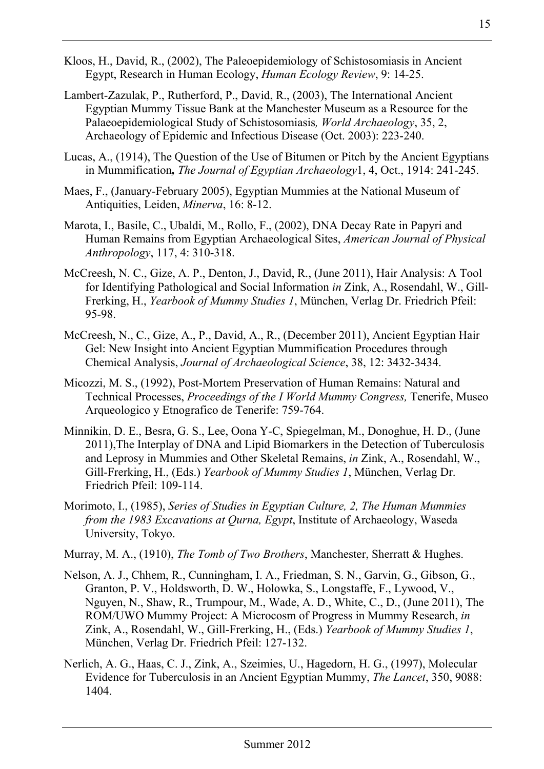Kloos, H., David, R., (2002), The Paleoepidemiology of Schistosomiasis in Ancient Egypt, Research in Human Ecology, *Human Ecology Review*, 9: 14-25.

Lambert-Zazulak, P., Rutherford, P., David, R., (2003), The International Ancient Egyptian Mummy Tissue Bank at the Manchester Museum as a Resource for the Palaeoepidemiological Study of Schistosomiasis*, World Archaeology*, 35, 2, Archaeology of Epidemic and Infectious Disease (Oct. 2003): 223-240.

Lucas, A., (1914), The Question of the Use of Bitumen or Pitch by the Ancient Egyptians in Mummification*, The Journal of Egyptian Archaeology*1, 4, Oct., 1914: 241-245.

Maes, F., (January-February 2005), Egyptian Mummies at the National Museum of Antiquities, Leiden, *Minerva*, 16: 8-12.

Marota, I., Basile, C., Ubaldi, M., Rollo, F., (2002), DNA Decay Rate in Papyri and Human Remains from Egyptian Archaeological Sites, *American Journal of Physical Anthropology*, 117, 4: 310-318.

McCreesh, N. C., Gize, A. P., Denton, J., David, R., (June 2011), Hair Analysis: A Tool for Identifying Pathological and Social Information *in* Zink, A., Rosendahl, W., Gill-Frerking, H., *Yearbook of Mummy Studies 1*, München, Verlag Dr. Friedrich Pfeil: 95-98.

McCreesh, N., C., Gize, A., P., David, A., R., (December 2011), Ancient Egyptian Hair Gel: New Insight into Ancient Egyptian Mummification Procedures through Chemical Analysis, *Journal of Archaeological Science*, 38, 12: 3432-3434.

Micozzi, M. S., (1992), Post-Mortem Preservation of Human Remains: Natural and Technical Processes, *Proceedings of the I World Mummy Congress,* Tenerife, Museo Arqueologico y Etnografico de Tenerife: 759-764.

Minnikin, D. E., Besra, G. S., Lee, Oona Y-C, Spiegelman, M., Donoghue, H. D., (June 2011),The Interplay of DNA and Lipid Biomarkers in the Detection of Tuberculosis and Leprosy in Mummies and Other Skeletal Remains, *in* Zink, A., Rosendahl, W., Gill-Frerking, H., (Eds.) *Yearbook of Mummy Studies 1*, München, Verlag Dr. Friedrich Pfeil: 109-114.

Morimoto, I., (1985), *Series of Studies in Egyptian Culture, 2, The Human Mummies from the 1983 Excavations at Qurna, Egypt*, Institute of Archaeology, Waseda University, Tokyo.

Murray, M. A., (1910), *The Tomb of Two Brothers*, Manchester, Sherratt & Hughes.

Nelson, A. J., Chhem, R., Cunningham, I. A., Friedman, S. N., Garvin, G., Gibson, G., Granton, P. V., Holdsworth, D. W., Holowka, S., Longstaffe, F., Lywood, V., Nguyen, N., Shaw, R., Trumpour, M., Wade, A. D., White, C., D., (June 2011), The ROM/UWO Mummy Project: A Microcosm of Progress in Mummy Research, *in* Zink, A., Rosendahl, W., Gill-Frerking, H., (Eds.) *Yearbook of Mummy Studies 1*, München, Verlag Dr. Friedrich Pfeil: 127-132.

Nerlich, A. G., Haas, C. J., Zink, A., Szeimies, U., Hagedorn, H. G., (1997), Molecular Evidence for Tuberculosis in an Ancient Egyptian Mummy, *The Lancet*, 350, 9088: 1404.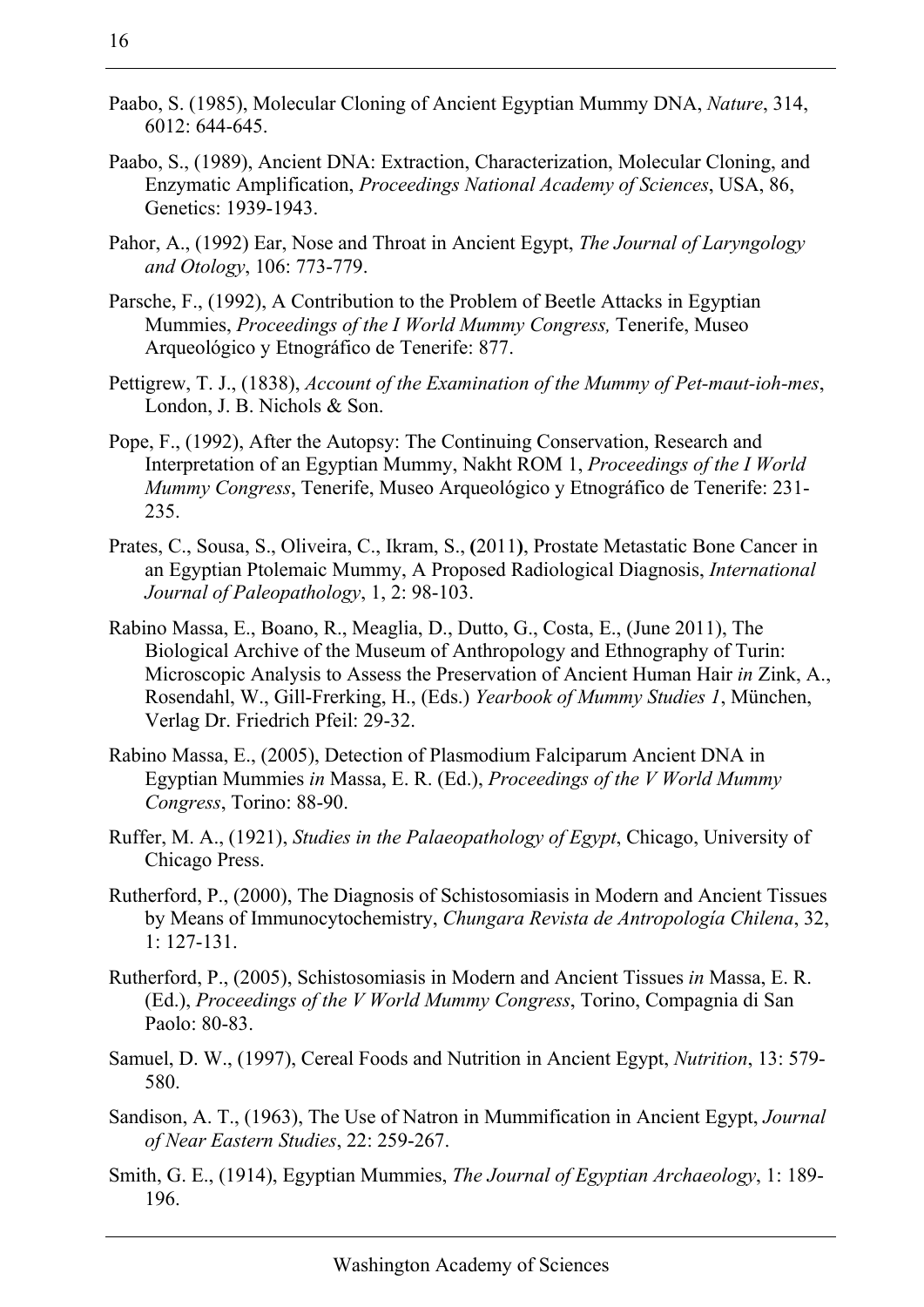Paabo, S. (1985), Molecular Cloning of Ancient Egyptian Mummy DNA, *Nature*, 314, 6012: 644-645.

Paabo, S., (1989), Ancient DNA: Extraction, Characterization, Molecular Cloning, and Enzymatic Amplification, *Proceedings National Academy of Sciences*, USA, 86, Genetics: 1939-1943.

Pahor, A., (1992) Ear, Nose and Throat in Ancient Egypt, *The Journal of Laryngology and Otology*, 106: 773-779.

Parsche, F., (1992), A Contribution to the Problem of Beetle Attacks in Egyptian Mummies, *Proceedings of the I World Mummy Congress,* Tenerife, Museo Arqueológico y Etnográfico de Tenerife: 877.

Pettigrew, T. J., (1838), *Account of the Examination of the Mummy of Pet-maut-ioh-mes*, London, J. B. Nichols & Son.

Pope, F., (1992), After the Autopsy: The Continuing Conservation, Research and Interpretation of an Egyptian Mummy, Nakht ROM 1, *Proceedings of the I World Mummy Congress*, Tenerife, Museo Arqueológico y Etnográfico de Tenerife: 231-235.

Prates, C., Sousa, S., Oliveira, C., Ikram, S., **(**2011**)**, Prostate Metastatic Bone Cancer in an Egyptian Ptolemaic Mummy, A Proposed Radiological Diagnosis, *International Journal of Paleopathology*, 1, 2: 98-103.

Rabino Massa, E., Boano, R., Meaglia, D., Dutto, G., Costa, E., (June 2011), The Biological Archive of the Museum of Anthropology and Ethnography of Turin: Microscopic Analysis to Assess the Preservation of Ancient Human Hair *in* Zink, A., Rosendahl, W., Gill-Frerking, H., (Eds.) *Yearbook of Mummy Studies 1*, München, Verlag Dr. Friedrich Pfeil: 29-32.

Rabino Massa, E., (2005), Detection of Plasmodium Falciparum Ancient DNA in Egyptian Mummies *in* Massa, E. R. (Ed.), *Proceedings of the V World Mummy Congress*, Torino: 88-90.

Ruffer, M. A., (1921), *Studies in the Palaeopathology of Egypt*, Chicago, University of Chicago Press.

Rutherford, P., (2000), The Diagnosis of Schistosomiasis in Modern and Ancient Tissues by Means of Immunocytochemistry, *Chungara Revista de Antropología Chilena*, 32, 1: 127-131.

Rutherford, P., (2005), Schistosomiasis in Modern and Ancient Tissues *in* Massa, E. R. (Ed.), *Proceedings of the V World Mummy Congress*, Torino, Compagnia di San Paolo: 80-83.

Samuel, D. W., (1997), Cereal Foods and Nutrition in Ancient Egypt, *Nutrition*, 13: 579-580.

Sandison, A. T., (1963), The Use of Natron in Mummification in Ancient Egypt, *Journal of Near Eastern Studies*, 22: 259-267.

Smith, G. E., (1914), Egyptian Mummies, *The Journal of Egyptian Archaeology*, 1: 189-196.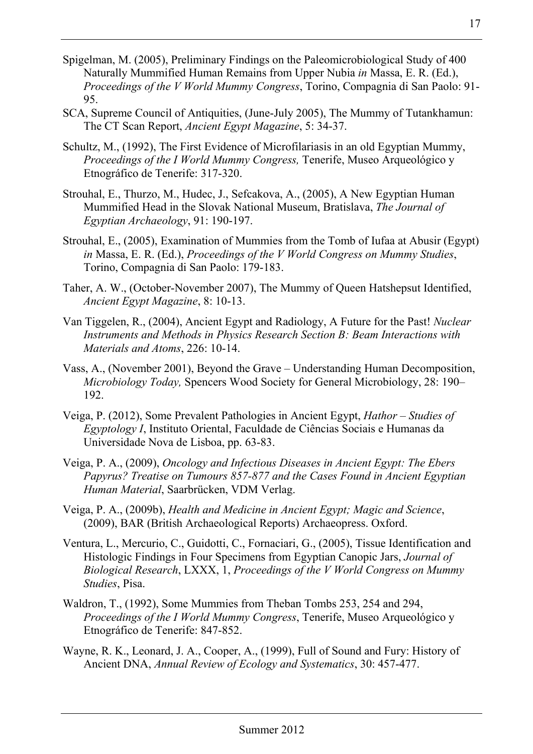Spigelman, M. (2005), Preliminary Findings on the Paleomicrobiological Study of 400 Naturally Mummified Human Remains from Upper Nubia *in* Massa, E. R. (Ed.), *Proceedings of the V World Mummy Congress*, Torino, Compagnia di San Paolo: 91-95.

SCA, Supreme Council of Antiquities, (June-July 2005), The Mummy of Tutankhamun: The CT Scan Report, *Ancient Egypt Magazine*, 5: 34-37.

Schultz, M., (1992), The First Evidence of Microfilariasis in an old Egyptian Mummy, *Proceedings of the I World Mummy Congress,* Tenerife, Museo Arqueológico y Etnográfico de Tenerife: 317-320.

Strouhal, E., Thurzo, M., Hudec, J., Sefcakova, A., (2005), A New Egyptian Human Mummified Head in the Slovak National Museum, Bratislava, *The Journal of Egyptian Archaeology*, 91: 190-197.

Strouhal, E., (2005), Examination of Mummies from the Tomb of Iufaa at Abusir (Egypt) *in* Massa, E. R. (Ed.), *Proceedings of the V World Congress on Mummy Studies*, Torino, Compagnia di San Paolo: 179-183.

Taher, A. W., (October-November 2007), The Mummy of Queen Hatshepsut Identified, *Ancient Egypt Magazine*, 8: 10-13.

Van Tiggelen, R., (2004), Ancient Egypt and Radiology, A Future for the Past! *Nuclear Instruments and Methods in Physics Research Section B: Beam Interactions with Materials and Atoms*, 226: 10-14.

Vass, A., (November 2001), Beyond the Grave – Understanding Human Decomposition, *Microbiology Today,* Spencers Wood Society for General Microbiology, 28: 190–192.

Veiga, P. (2012), Some Prevalent Pathologies in Ancient Egypt, *Hathor – Studies of Egyptology I*, Instituto Oriental, Faculdade de Ciências Sociais e Humanas da Universidade Nova de Lisboa, pp. 63-83.

Veiga, P. A., (2009), *Oncology and Infectious Diseases in Ancient Egypt: The Ebers Papyrus? Treatise on Tumours 857-877 and the Cases Found in Ancient Egyptian Human Material*, Saarbrücken, VDM Verlag.

Veiga, P. A., (2009b), *Health and Medicine in Ancient Egypt; Magic and Science*, (2009), BAR (British Archaeological Reports) Archaeopress. Oxford.

Ventura, L., Mercurio, C., Guidotti, C., Fornaciari, G., (2005), Tissue Identification and Histologic Findings in Four Specimens from Egyptian Canopic Jars, *Journal of Biological Research*, LXXX, 1, *Proceedings of the V World Congress on Mummy Studies*, Pisa.

Waldron, T., (1992), Some Mummies from Theban Tombs 253, 254 and 294, *Proceedings of the I World Mummy Congress*, Tenerife, Museo Arqueológico y Etnográfico de Tenerife: 847-852.

Wayne, R. K., Leonard, J. A., Cooper, A., (1999), Full of Sound and Fury: History of Ancient DNA, *Annual Review of Ecology and Systematics*, 30: 457-477.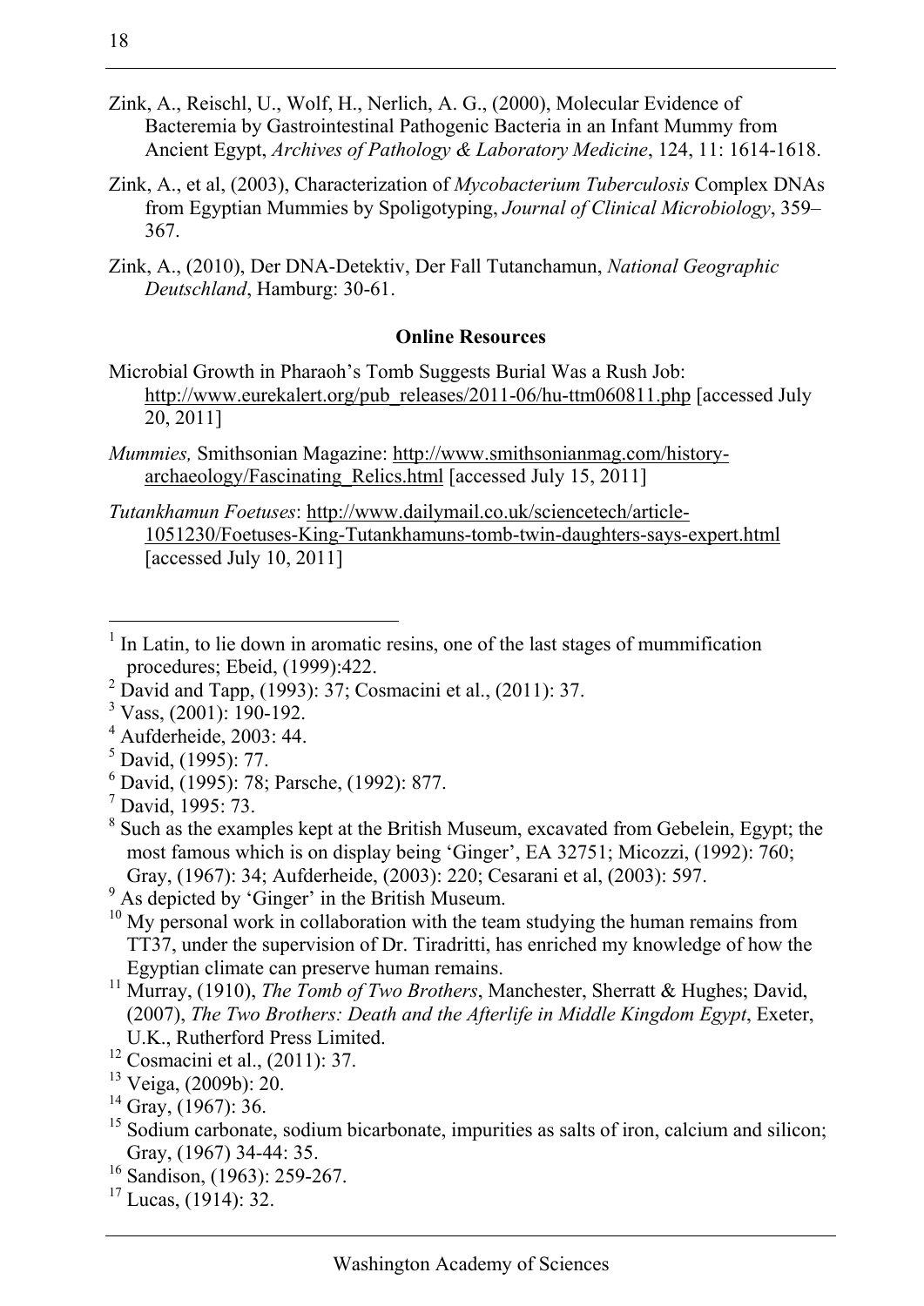Zink, A., Reischl, U., Wolf, H., Nerlich, A. G., (2000), Molecular Evidence of Bacteremia by Gastrointestinal Pathogenic Bacteria in an Infant Mummy from Ancient Egypt, *Archives of Pathology & Laboratory Medicine*, 124, 11: 1614-1618.

Zink, A., et al, (2003), Characterization of *Mycobacterium Tuberculosis* Complex DNAs from Egyptian Mummies by Spoligotyping, *Journal of Clinical Microbiology*, 359–367.

Zink, A., (2010), Der DNA-Detektiv, Der Fall Tutanchamun, *National Geographic Deutschland*, Hamburg: 30-61.

**Online Resources**

Microbial Growth in Pharaoh's Tomb Suggests Burial Was a Rush Job: http://www.eurekalert.org/pub_releases/2011-06/hu-ttm060811.php [accessed July 20, 2011]

*Mummies,* Smithsonian Magazine: http://www.smithsonianmag.com/history-archaeology/Fascinating_Relics.html [accessed July 15, 2011]

*Tutankhamun Foetuses*: http://www.dailymail.co.uk/sciencetech/article-1051230/Foetuses-King-Tutankhamuns-tomb-twin-daughters-says-expert.html [accessed July 10, 2011]

---

[1] In Latin, to lie down in aromatic resins, one of the last stages of mummification procedures; Ebeid, (1999):422.

[2] David and Tapp, (1993): 37; Cosmacini et al., (2011): 37.

[3] Vass, (2001): 190-192.

[4] Aufderheide, 2003: 44.

[5] David, (1995): 77.

[6] David, (1995): 78; Parsche, (1992): 877.

[7] David, 1995: 73.

[8] Such as the examples kept at the British Museum, excavated from Gebelein, Egypt; the most famous which is on display being 'Ginger', EA 32751; Micozzi, (1992): 760; Gray, (1967): 34; Aufderheide, (2003): 220; Cesarani et al, (2003): 597.

[9] As depicted by 'Ginger' in the British Museum.

[10] My personal work in collaboration with the team studying the human remains from TT37, under the supervision of Dr. Tiradritti, has enriched my knowledge of how the Egyptian climate can preserve human remains.

[11] Murray, (1910), *The Tomb of Two Brothers*, Manchester, Sherratt & Hughes; David, (2007), *The Two Brothers: Death and the Afterlife in Middle Kingdom Egypt*, Exeter, U.K., Rutherford Press Limited.

[12] Cosmacini et al., (2011): 37.

[13] Veiga, (2009b): 20.

[14] Gray, (1967): 36.

[15] Sodium carbonate, sodium bicarbonate, impurities as salts of iron, calcium and silicon; Gray, (1967) 34-44: 35.

[16] Sandison, (1963): 259-267.

[17] Lucas, (1914): 32.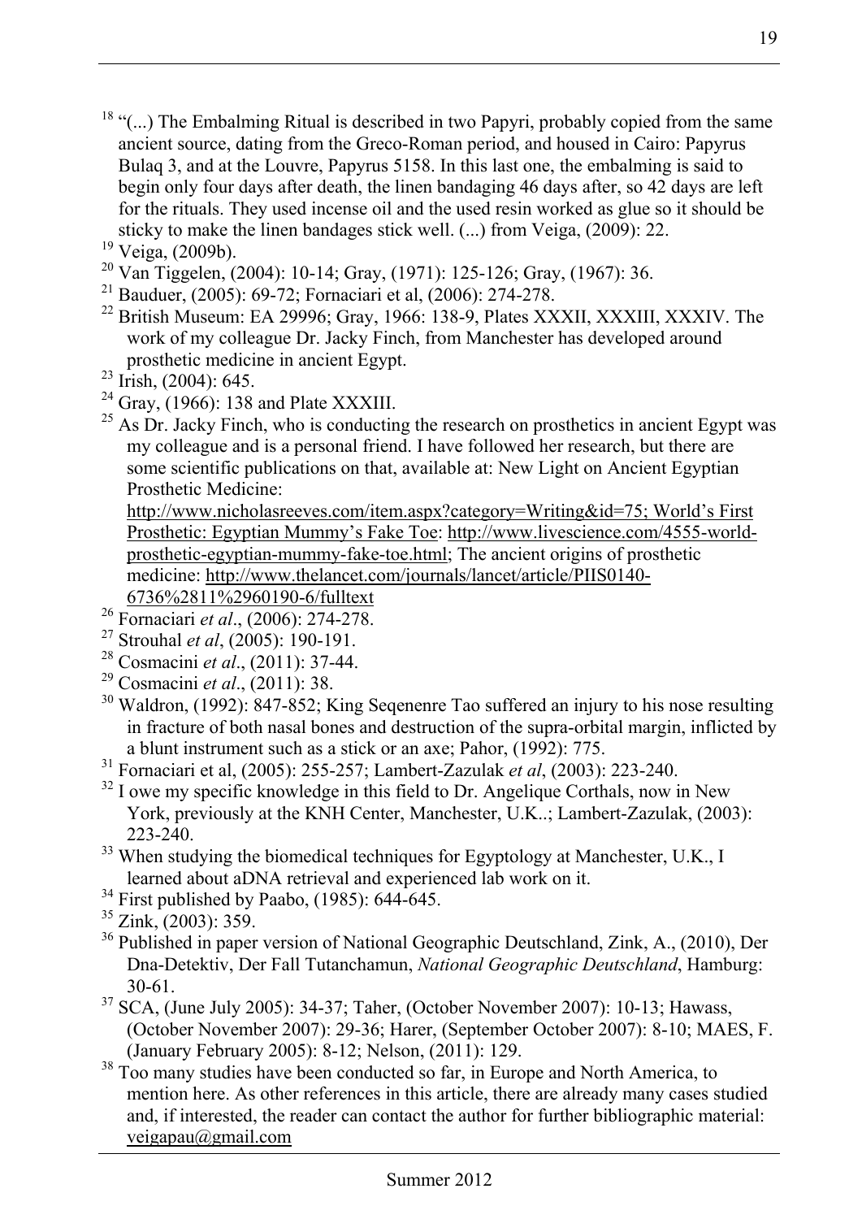[18] "(...) The Embalming Ritual is described in two Papyri, probably copied from the same ancient source, dating from the Greco-Roman period, and housed in Cairo: Papyrus Bulaq 3, and at the Louvre, Papyrus 5158. In this last one, the embalming is said to begin only four days after death, the linen bandaging 46 days after, so 42 days are left for the rituals. They used incense oil and the used resin worked as glue so it should be sticky to make the linen bandages stick well. (...) from Veiga, (2009): 22.

[19] Veiga, (2009b).

[20] Van Tiggelen, (2004): 10-14; Gray, (1971): 125-126; Gray, (1967): 36.

[21] Bauduer, (2005): 69-72; Fornaciari et al, (2006): 274-278.

[22] British Museum: EA 29996; Gray, 1966: 138-9, Plates XXXII, XXXIII, XXXIV. The work of my colleague Dr. Jacky Finch, from Manchester has developed around prosthetic medicine in ancient Egypt.

[23] Irish, (2004): 645.

[24] Gray, (1966): 138 and Plate XXXIII.

[25] As Dr. Jacky Finch, who is conducting the research on prosthetics in ancient Egypt was my colleague and is a personal friend. I have followed her research, but there are some scientific publications on that, available at: New Light on Ancient Egyptian Prosthetic Medicine: http://www.nicholasreeves.com/item.aspx?category=Writing&id=75; World's First Prosthetic: Egyptian Mummy's Fake Toe: http://www.livescience.com/4555-world-prosthetic-egyptian-mummy-fake-toe.html; The ancient origins of prosthetic medicine: http://www.thelancet.com/journals/lancet/article/PIIS0140-6736%2811%2960190-6/fulltext

[26] Fornaciari *et al*., (2006): 274-278.

[27] Strouhal *et al*, (2005): 190-191.

[28] Cosmacini *et al*., (2011): 37-44.

[29] Cosmacini *et al*., (2011): 38.

[30] Waldron, (1992): 847-852; King Seqenenre Tao suffered an injury to his nose resulting in fracture of both nasal bones and destruction of the supra-orbital margin, inflicted by a blunt instrument such as a stick or an axe; Pahor, (1992): 775.

[31] Fornaciari et al, (2005): 255-257; Lambert-Zazulak *et al*, (2003): 223-240.

[32] I owe my specific knowledge in this field to Dr. Angelique Corthals, now in New York, previously at the KNH Center, Manchester, U.K..; Lambert-Zazulak, (2003): 223-240.

[33] When studying the biomedical techniques for Egyptology at Manchester, U.K., I learned about aDNA retrieval and experienced lab work on it.

[34] First published by Paabo, (1985): 644-645.

[35] Zink, (2003): 359.

[36] Published in paper version of National Geographic Deutschland, Zink, A., (2010), Der Dna-Detektiv, Der Fall Tutanchamun, *National Geographic Deutschland*, Hamburg: 30-61.

[37] SCA, (June July 2005): 34-37; Taher, (October November 2007): 10-13; Hawass, (October November 2007): 29-36; Harer, (September October 2007): 8-10; MAES, F. (January February 2005): 8-12; Nelson, (2011): 129.

[38] Too many studies have been conducted so far, in Europe and North America, to mention here. As other references in this article, there are already many cases studied and, if interested, the reader can contact the author for further bibliographic material: veigapau@gmail.com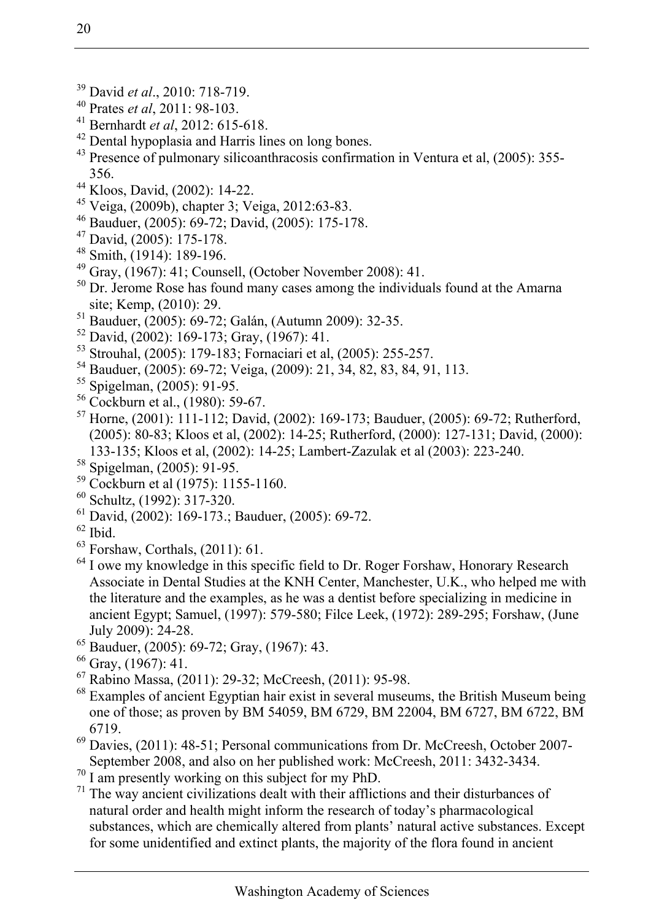[39] David *et al*., 2010: 718-719.

[40] Prates *et al*, 2011: 98-103.

[41] Bernhardt *et al*, 2012: 615-618.

[42] Dental hypoplasia and Harris lines on long bones.

[43] Presence of pulmonary silicoanthracosis confirmation in Ventura et al, (2005): 355-356.

[44] Kloos, David, (2002): 14-22.

[45] Veiga, (2009b), chapter 3; Veiga, 2012:63-83.

[46] Bauduer, (2005): 69-72; David, (2005): 175-178.

[47] David, (2005): 175-178.

[48] Smith, (1914): 189-196.

[49] Gray, (1967): 41; Counsell, (October November 2008): 41.

[50] Dr. Jerome Rose has found many cases among the individuals found at the Amarna site; Kemp, (2010): 29.

[51] Bauduer, (2005): 69-72; Galán, (Autumn 2009): 32-35.

[52] David, (2002): 169-173; Gray, (1967): 41.

[53] Strouhal, (2005): 179-183; Fornaciari et al, (2005): 255-257.

[54] Bauduer, (2005): 69-72; Veiga, (2009): 21, 34, 82, 83, 84, 91, 113.

[55] Spigelman, (2005): 91-95.

[56] Cockburn et al., (1980): 59-67.

[57] Horne, (2001): 111-112; David, (2002): 169-173; Bauduer, (2005): 69-72; Rutherford, (2005): 80-83; Kloos et al, (2002): 14-25; Rutherford, (2000): 127-131; David, (2000): 133-135; Kloos et al, (2002): 14-25; Lambert-Zazulak et al (2003): 223-240.

[58] Spigelman, (2005): 91-95.

[59] Cockburn et al (1975): 1155-1160.

[60] Schultz, (1992): 317-320.

[61] David, (2002): 169-173.; Bauduer, (2005): 69-72.

[62] Ibid.

[63] Forshaw, Corthals, (2011): 61.

[64] I owe my knowledge in this specific field to Dr. Roger Forshaw, Honorary Research Associate in Dental Studies at the KNH Center, Manchester, U.K., who helped me with the literature and the examples, as he was a dentist before specializing in medicine in ancient Egypt; Samuel, (1997): 579-580; Filce Leek, (1972): 289-295; Forshaw, (June July 2009): 24-28.

[65] Bauduer, (2005): 69-72; Gray, (1967): 43.

[66] Gray, (1967): 41.

[67] Rabino Massa, (2011): 29-32; McCreesh, (2011): 95-98.

[68] Examples of ancient Egyptian hair exist in several museums, the British Museum being one of those; as proven by BM 54059, BM 6729, BM 22004, BM 6727, BM 6722, BM 6719.

[69] Davies, (2011): 48-51; Personal communications from Dr. McCreesh, October 2007-September 2008, and also on her published work: McCreesh, 2011: 3432-3434.

[70] I am presently working on this subject for my PhD.

[71] The way ancient civilizations dealt with their afflictions and their disturbances of natural order and health might inform the research of today's pharmacological substances, which are chemically altered from plants' natural active substances. Except for some unidentified and extinct plants, the majority of the flora found in ancient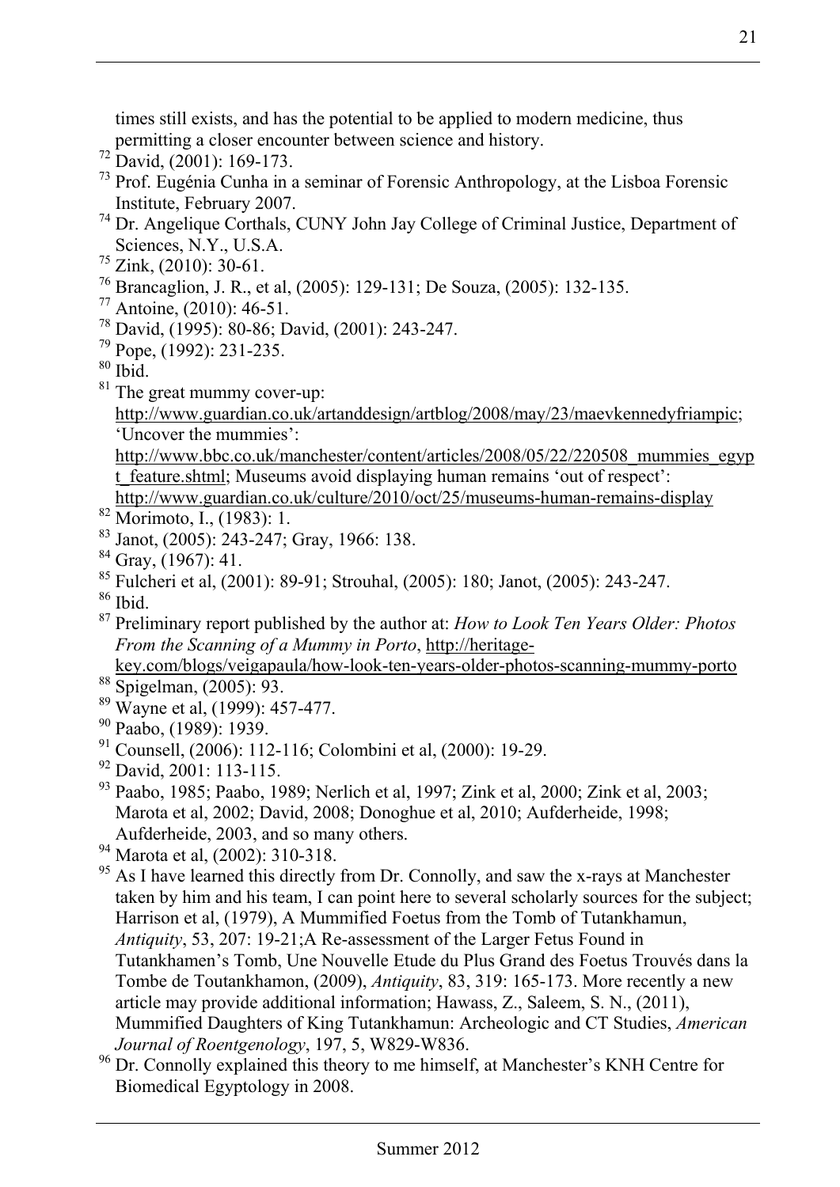times still exists, and has the potential to be applied to modern medicine, thus permitting a closer encounter between science and history.

[72] David, (2001): 169-173.

[73] Prof. Eugénia Cunha in a seminar of Forensic Anthropology, at the Lisboa Forensic Institute, February 2007.

[74] Dr. Angelique Corthals, CUNY John Jay College of Criminal Justice, Department of Sciences, N.Y., U.S.A.

[75] Zink, (2010): 30-61.

[76] Brancaglion, J. R., et al, (2005): 129-131; De Souza, (2005): 132-135.

[77] Antoine, (2010): 46-51.

[78] David, (1995): 80-86; David, (2001): 243-247.

[79] Pope, (1992): 231-235.

[80] Ibid.

[81] The great mummy cover-up: http://www.guardian.co.uk/artanddesign/artblog/2008/may/23/maevkennedyfriampic; 'Uncover the mummies': http://www.bbc.co.uk/manchester/content/articles/2008/05/22/220508_mummies_egypt_feature.shtml; Museums avoid displaying human remains 'out of respect': http://www.guardian.co.uk/culture/2010/oct/25/museums-human-remains-display

[82] Morimoto, I., (1983): 1.

[83] Janot, (2005): 243-247; Gray, 1966: 138.

[84] Gray, (1967): 41.

[85] Fulcheri et al, (2001): 89-91; Strouhal, (2005): 180; Janot, (2005): 243-247.

[86] Ibid.

[87] Preliminary report published by the author at: *How to Look Ten Years Older: Photos From the Scanning of a Mummy in Porto*, http://heritage-key.com/blogs/veigapaula/how-look-ten-years-older-photos-scanning-mummy-porto

[88] Spigelman, (2005): 93.

[89] Wayne et al, (1999): 457-477.

[90] Paabo, (1989): 1939.

[91] Counsell, (2006): 112-116; Colombini et al, (2000): 19-29.

[92] David, 2001: 113-115.

[93] Paabo, 1985; Paabo, 1989; Nerlich et al, 1997; Zink et al, 2000; Zink et al, 2003; Marota et al, 2002; David, 2008; Donoghue et al, 2010; Aufderheide, 1998; Aufderheide, 2003, and so many others.

[94] Marota et al, (2002): 310-318.

[95] As I have learned this directly from Dr. Connolly, and saw the x-rays at Manchester taken by him and his team, I can point here to several scholarly sources for the subject; Harrison et al, (1979), A Mummified Foetus from the Tomb of Tutankhamun, *Antiquity*, 53, 207: 19-21;A Re-assessment of the Larger Fetus Found in Tutankhamen's Tomb, Une Nouvelle Etude du Plus Grand des Foetus Trouvés dans la Tombe de Toutankhamon, (2009), *Antiquity*, 83, 319: 165-173. More recently a new article may provide additional information; Hawass, Z., Saleem, S. N., (2011), Mummified Daughters of King Tutankhamun: Archeologic and CT Studies, *American Journal of Roentgenology*, 197, 5, W829-W836.

[96] Dr. Connolly explained this theory to me himself, at Manchester's KNH Centre for Biomedical Egyptology in 2008.